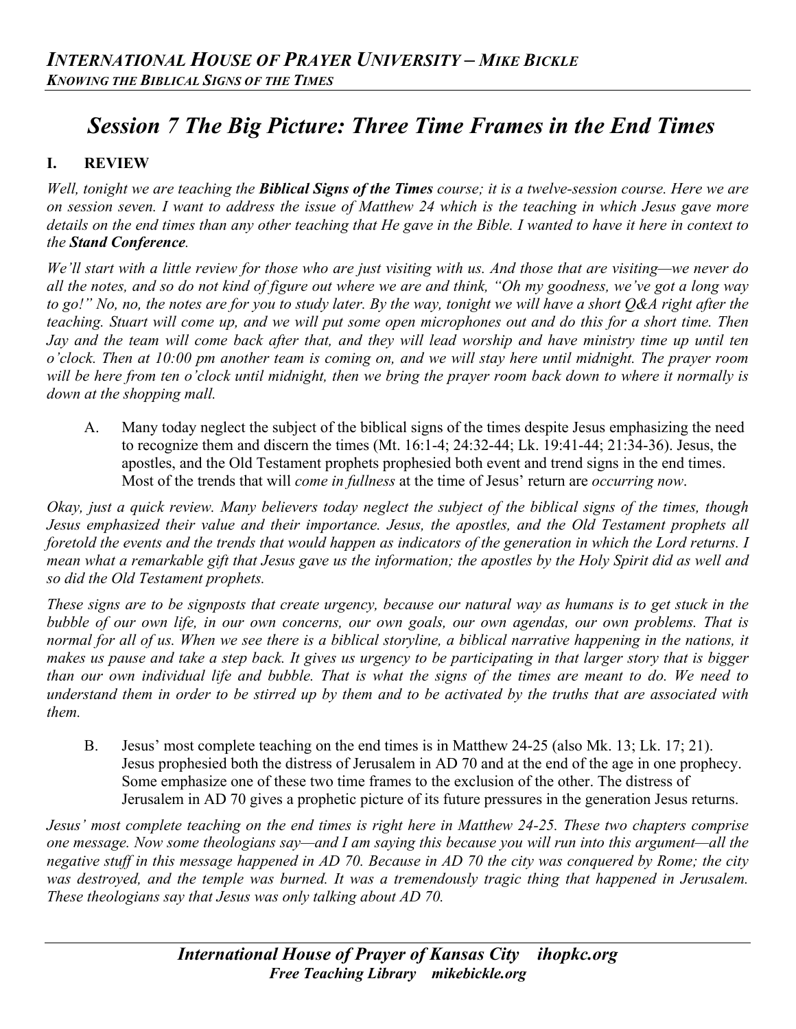# Session 7 The Big Picture: Three Time Frames in the End Times

## I. REVIEW

*Well, tonight we are teaching the **Biblical Signs of the Times** course; it is a twelve-session course. Here we are on session seven. I want to address the issue of Matthew 24 which is the teaching in which Jesus gave more details on the end times than any other teaching that He gave in the Bible. I wanted to have it here in context to the **Stand Conference**.*

*We'll start with a little review for those who are just visiting with us. And those that are visiting—we never do all the notes, and so do not kind of figure out where we are and think, "Oh my goodness, we've got a long way to go!" No, no, the notes are for you to study later. By the way, tonight we will have a short Q&A right after the teaching. Stuart will come up, and we will put some open microphones out and do this for a short time. Then Jay and the team will come back after that, and they will lead worship and have ministry time up until ten o'clock. Then at 10:00 pm another team is coming on, and we will stay here until midnight. The prayer room will be here from ten o'clock until midnight, then we bring the prayer room back down to where it normally is down at the shopping mall.*

A. Many today neglect the subject of the biblical signs of the times despite Jesus emphasizing the need to recognize them and discern the times (Mt. 16:1-4; 24:32-44; Lk. 19:41-44; 21:34-36). Jesus, the apostles, and the Old Testament prophets prophesied both event and trend signs in the end times. Most of the trends that will *come in fullness* at the time of Jesus' return are *occurring now*.

*Okay, just a quick review. Many believers today neglect the subject of the biblical signs of the times, though Jesus emphasized their value and their importance. Jesus, the apostles, and the Old Testament prophets all foretold the events and the trends that would happen as indicators of the generation in which the Lord returns. I mean what a remarkable gift that Jesus gave us the information; the apostles by the Holy Spirit did as well and so did the Old Testament prophets.*

*These signs are to be signposts that create urgency, because our natural way as humans is to get stuck in the bubble of our own life, in our own concerns, our own goals, our own agendas, our own problems. That is normal for all of us. When we see there is a biblical storyline, a biblical narrative happening in the nations, it makes us pause and take a step back. It gives us urgency to be participating in that larger story that is bigger than our own individual life and bubble. That is what the signs of the times are meant to do. We need to understand them in order to be stirred up by them and to be activated by the truths that are associated with them.*

B. Jesus' most complete teaching on the end times is in Matthew 24-25 (also Mk. 13; Lk. 17; 21). Jesus prophesied both the distress of Jerusalem in AD 70 and at the end of the age in one prophecy. Some emphasize one of these two time frames to the exclusion of the other. The distress of Jerusalem in AD 70 gives a prophetic picture of its future pressures in the generation Jesus returns.

*Jesus' most complete teaching on the end times is right here in Matthew 24-25. These two chapters comprise one message. Now some theologians say—and I am saying this because you will run into this argument—all the negative stuff in this message happened in AD 70. Because in AD 70 the city was conquered by Rome; the city was destroyed, and the temple was burned. It was a tremendously tragic thing that happened in Jerusalem. These theologians say that Jesus was only talking about AD 70.*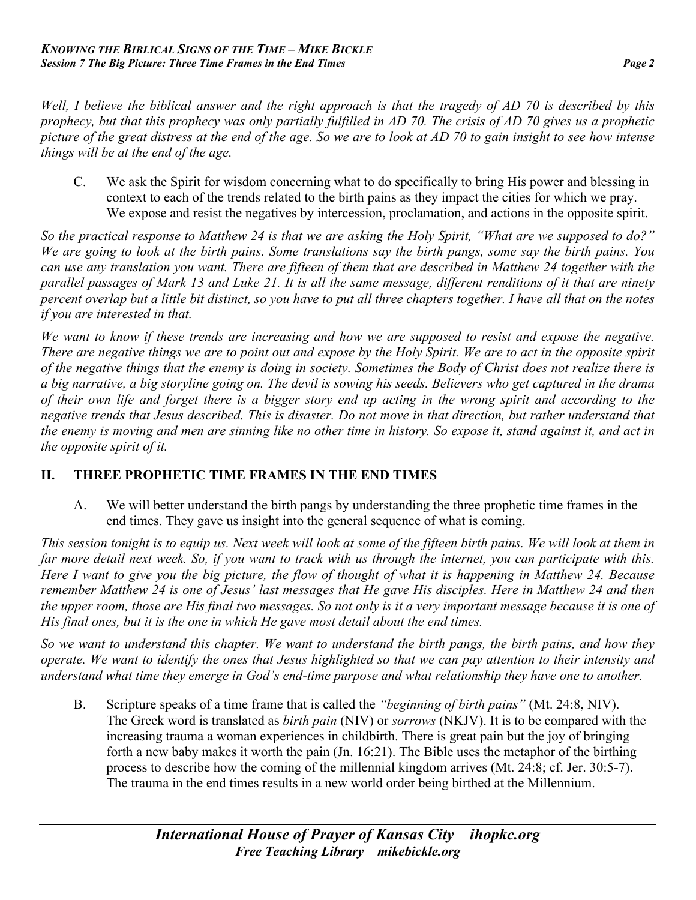*Well, I believe the biblical answer and the right approach is that the tragedy of AD 70 is described by this prophecy, but that this prophecy was only partially fulfilled in AD 70. The crisis of AD 70 gives us a prophetic picture of the great distress at the end of the age. So we are to look at AD 70 to gain insight to see how intense things will be at the end of the age.*

C. We ask the Spirit for wisdom concerning what to do specifically to bring His power and blessing in context to each of the trends related to the birth pains as they impact the cities for which we pray. We expose and resist the negatives by intercession, proclamation, and actions in the opposite spirit.

*So the practical response to Matthew 24 is that we are asking the Holy Spirit, "What are we supposed to do?" We are going to look at the birth pains. Some translations say the birth pangs, some say the birth pains. You can use any translation you want. There are fifteen of them that are described in Matthew 24 together with the parallel passages of Mark 13 and Luke 21. It is all the same message, different renditions of it that are ninety percent overlap but a little bit distinct, so you have to put all three chapters together. I have all that on the notes if you are interested in that.*

*We want to know if these trends are increasing and how we are supposed to resist and expose the negative. There are negative things we are to point out and expose by the Holy Spirit. We are to act in the opposite spirit of the negative things that the enemy is doing in society. Sometimes the Body of Christ does not realize there is a big narrative, a big storyline going on. The devil is sowing his seeds. Believers who get captured in the drama of their own life and forget there is a bigger story end up acting in the wrong spirit and according to the negative trends that Jesus described. This is disaster. Do not move in that direction, but rather understand that the enemy is moving and men are sinning like no other time in history. So expose it, stand against it, and act in the opposite spirit of it.*

## II. THREE PROPHETIC TIME FRAMES IN THE END TIMES

A. We will better understand the birth pangs by understanding the three prophetic time frames in the end times. They gave us insight into the general sequence of what is coming.

*This session tonight is to equip us. Next week will look at some of the fifteen birth pains. We will look at them in far more detail next week. So, if you want to track with us through the internet, you can participate with this. Here I want to give you the big picture, the flow of thought of what it is happening in Matthew 24. Because remember Matthew 24 is one of Jesus' last messages that He gave His disciples. Here in Matthew 24 and then the upper room, those are His final two messages. So not only is it a very important message because it is one of His final ones, but it is the one in which He gave most detail about the end times.*

*So we want to understand this chapter. We want to understand the birth pangs, the birth pains, and how they operate. We want to identify the ones that Jesus highlighted so that we can pay attention to their intensity and understand what time they emerge in God's end-time purpose and what relationship they have one to another.*

B. Scripture speaks of a time frame that is called the *"beginning of birth pains"* (Mt. 24:8, NIV). The Greek word is translated as *birth pain* (NIV) or *sorrows* (NKJV). It is to be compared with the increasing trauma a woman experiences in childbirth. There is great pain but the joy of bringing forth a new baby makes it worth the pain (Jn. 16:21). The Bible uses the metaphor of the birthing process to describe how the coming of the millennial kingdom arrives (Mt. 24:8; cf. Jer. 30:5-7). The trauma in the end times results in a new world order being birthed at the Millennium.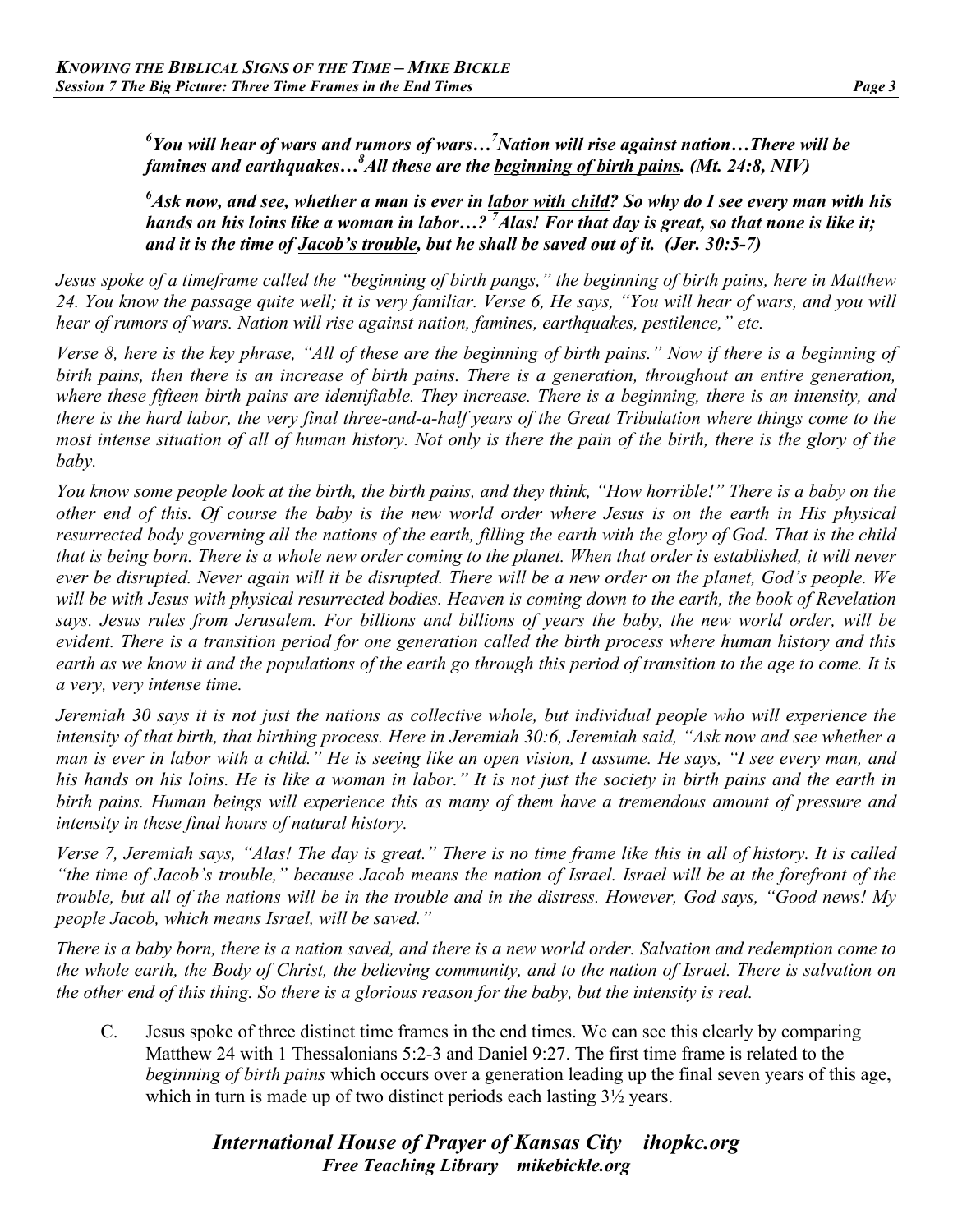***[6]You will hear of wars and rumors of wars…[7]Nation will rise against nation…There will be famines and earthquakes…[8]All these are the <u>beginning of birth pains</u>. (Mt. 24:8, NIV)***

***[6]Ask now, and see, whether a man is ever in <u>labor with child</u>? So why do I see every man with his hands on his loins like a <u>woman in labor</u>…? [7]Alas! For that day is great, so that <u>none is like it</u>; and it is the time of <u>Jacob's trouble</u>, but he shall be saved out of it. (Jer. 30:5-7)***

*Jesus spoke of a timeframe called the "beginning of birth pangs," the beginning of birth pains, here in Matthew 24. You know the passage quite well; it is very familiar. Verse 6, He says, "You will hear of wars, and you will hear of rumors of wars. Nation will rise against nation, famines, earthquakes, pestilence," etc.*

*Verse 8, here is the key phrase, "All of these are the beginning of birth pains." Now if there is a beginning of birth pains, then there is an increase of birth pains. There is a generation, throughout an entire generation, where these fifteen birth pains are identifiable. They increase. There is a beginning, there is an intensity, and there is the hard labor, the very final three-and-a-half years of the Great Tribulation where things come to the most intense situation of all of human history. Not only is there the pain of the birth, there is the glory of the baby.*

*You know some people look at the birth, the birth pains, and they think, "How horrible!" There is a baby on the other end of this. Of course the baby is the new world order where Jesus is on the earth in His physical resurrected body governing all the nations of the earth, filling the earth with the glory of God. That is the child that is being born. There is a whole new order coming to the planet. When that order is established, it will never ever be disrupted. Never again will it be disrupted. There will be a new order on the planet, God's people. We will be with Jesus with physical resurrected bodies. Heaven is coming down to the earth, the book of Revelation says. Jesus rules from Jerusalem. For billions and billions of years the baby, the new world order, will be evident. There is a transition period for one generation called the birth process where human history and this earth as we know it and the populations of the earth go through this period of transition to the age to come. It is a very, very intense time.*

*Jeremiah 30 says it is not just the nations as collective whole, but individual people who will experience the intensity of that birth, that birthing process. Here in Jeremiah 30:6, Jeremiah said, "Ask now and see whether a man is ever in labor with a child." He is seeing like an open vision, I assume. He says, "I see every man, and his hands on his loins. He is like a woman in labor." It is not just the society in birth pains and the earth in birth pains. Human beings will experience this as many of them have a tremendous amount of pressure and intensity in these final hours of natural history.*

*Verse 7, Jeremiah says, "Alas! The day is great." There is no time frame like this in all of history. It is called "the time of Jacob's trouble," because Jacob means the nation of Israel. Israel will be at the forefront of the trouble, but all of the nations will be in the trouble and in the distress. However, God says, "Good news! My people Jacob, which means Israel, will be saved."*

*There is a baby born, there is a nation saved, and there is a new world order. Salvation and redemption come to the whole earth, the Body of Christ, the believing community, and to the nation of Israel. There is salvation on the other end of this thing. So there is a glorious reason for the baby, but the intensity is real.*

C. Jesus spoke of three distinct time frames in the end times. We can see this clearly by comparing Matthew 24 with 1 Thessalonians 5:2-3 and Daniel 9:27. The first time frame is related to the *beginning of birth pains* which occurs over a generation leading up the final seven years of this age, which in turn is made up of two distinct periods each lasting 3½ years.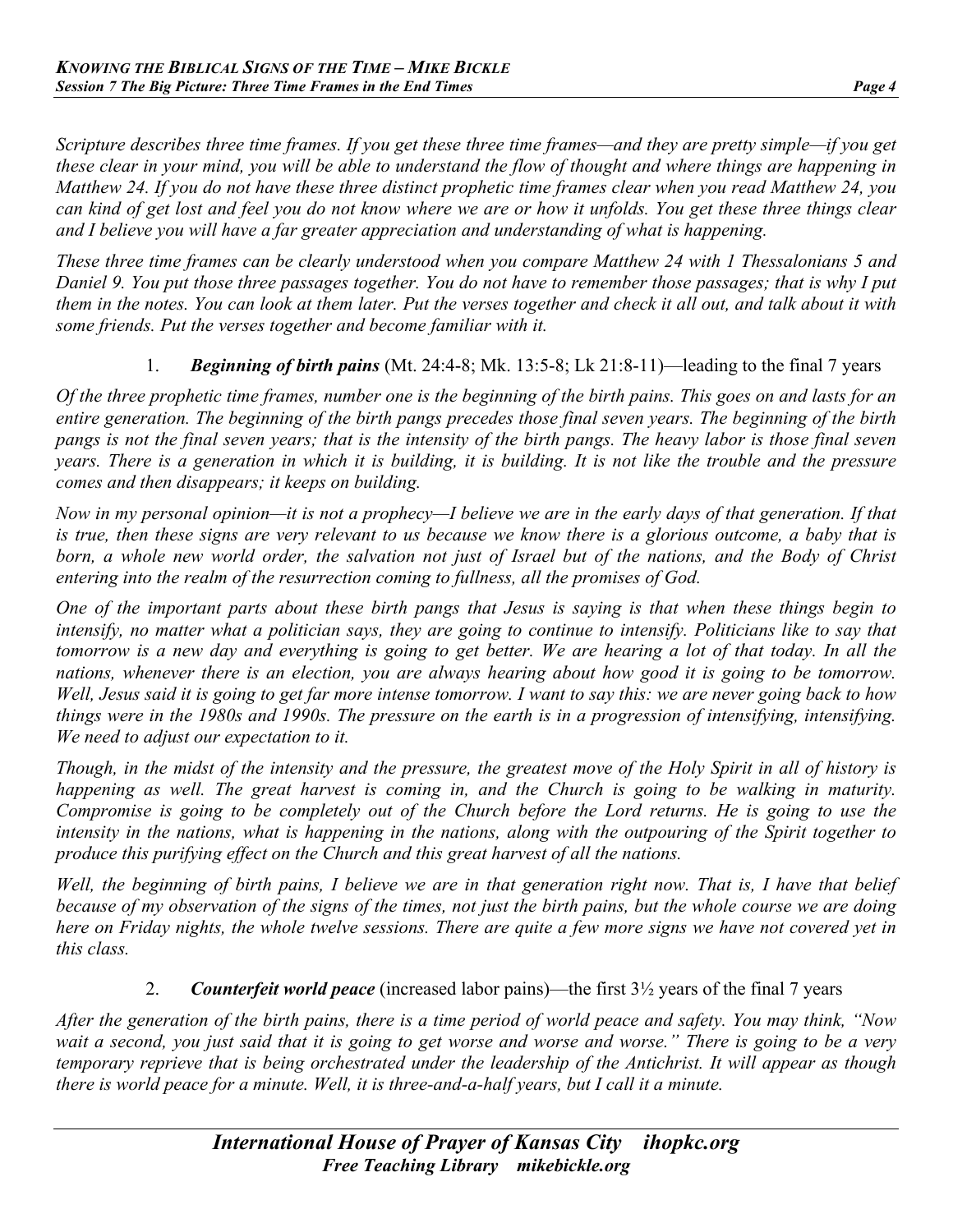*Scripture describes three time frames. If you get these three time frames—and they are pretty simple—if you get these clear in your mind, you will be able to understand the flow of thought and where things are happening in Matthew 24. If you do not have these three distinct prophetic time frames clear when you read Matthew 24, you can kind of get lost and feel you do not know where we are or how it unfolds. You get these three things clear and I believe you will have a far greater appreciation and understanding of what is happening.*

*These three time frames can be clearly understood when you compare Matthew 24 with 1 Thessalonians 5 and Daniel 9. You put those three passages together. You do not have to remember those passages; that is why I put them in the notes. You can look at them later. Put the verses together and check it all out, and talk about it with some friends. Put the verses together and become familiar with it.*

1. ***Beginning of birth pains*** (Mt. 24:4-8; Mk. 13:5-8; Lk 21:8-11)—leading to the final 7 years

*Of the three prophetic time frames, number one is the beginning of the birth pains. This goes on and lasts for an entire generation. The beginning of the birth pangs precedes those final seven years. The beginning of the birth pangs is not the final seven years; that is the intensity of the birth pangs. The heavy labor is those final seven years. There is a generation in which it is building, it is building. It is not like the trouble and the pressure comes and then disappears; it keeps on building.*

*Now in my personal opinion—it is not a prophecy—I believe we are in the early days of that generation. If that is true, then these signs are very relevant to us because we know there is a glorious outcome, a baby that is born, a whole new world order, the salvation not just of Israel but of the nations, and the Body of Christ entering into the realm of the resurrection coming to fullness, all the promises of God.*

*One of the important parts about these birth pangs that Jesus is saying is that when these things begin to intensify, no matter what a politician says, they are going to continue to intensify. Politicians like to say that tomorrow is a new day and everything is going to get better. We are hearing a lot of that today. In all the nations, whenever there is an election, you are always hearing about how good it is going to be tomorrow. Well, Jesus said it is going to get far more intense tomorrow. I want to say this: we are never going back to how things were in the 1980s and 1990s. The pressure on the earth is in a progression of intensifying, intensifying. We need to adjust our expectation to it.*

*Though, in the midst of the intensity and the pressure, the greatest move of the Holy Spirit in all of history is happening as well. The great harvest is coming in, and the Church is going to be walking in maturity. Compromise is going to be completely out of the Church before the Lord returns. He is going to use the intensity in the nations, what is happening in the nations, along with the outpouring of the Spirit together to produce this purifying effect on the Church and this great harvest of all the nations.*

*Well, the beginning of birth pains, I believe we are in that generation right now. That is, I have that belief because of my observation of the signs of the times, not just the birth pains, but the whole course we are doing here on Friday nights, the whole twelve sessions. There are quite a few more signs we have not covered yet in this class.*

2. ***Counterfeit world peace*** (increased labor pains)—the first 3½ years of the final 7 years

*After the generation of the birth pains, there is a time period of world peace and safety. You may think, "Now wait a second, you just said that it is going to get worse and worse and worse." There is going to be a very temporary reprieve that is being orchestrated under the leadership of the Antichrist. It will appear as though there is world peace for a minute. Well, it is three-and-a-half years, but I call it a minute.*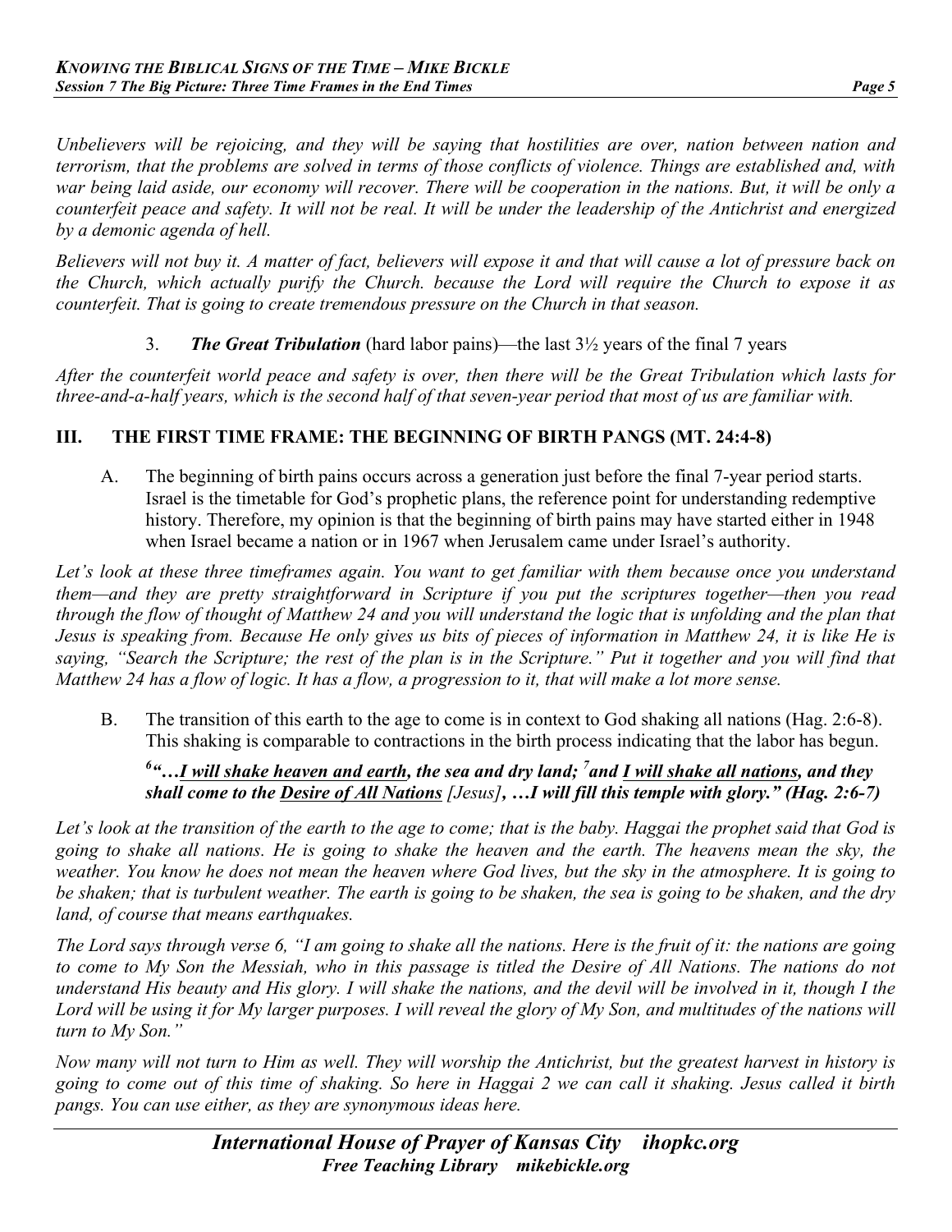*Unbelievers will be rejoicing, and they will be saying that hostilities are over, nation between nation and terrorism, that the problems are solved in terms of those conflicts of violence. Things are established and, with war being laid aside, our economy will recover. There will be cooperation in the nations. But, it will be only a counterfeit peace and safety. It will not be real. It will be under the leadership of the Antichrist and energized by a demonic agenda of hell.*

*Believers will not buy it. A matter of fact, believers will expose it and that will cause a lot of pressure back on the Church, which actually purify the Church. because the Lord will require the Church to expose it as counterfeit. That is going to create tremendous pressure on the Church in that season.*

3. ***The Great Tribulation*** (hard labor pains)—the last 3½ years of the final 7 years

*After the counterfeit world peace and safety is over, then there will be the Great Tribulation which lasts for three-and-a-half years, which is the second half of that seven-year period that most of us are familiar with.*

## III. THE FIRST TIME FRAME: THE BEGINNING OF BIRTH PANGS (MT. 24:4-8)

A. The beginning of birth pains occurs across a generation just before the final 7-year period starts. Israel is the timetable for God's prophetic plans, the reference point for understanding redemptive history. Therefore, my opinion is that the beginning of birth pains may have started either in 1948 when Israel became a nation or in 1967 when Jerusalem came under Israel's authority.

*Let's look at these three timeframes again. You want to get familiar with them because once you understand them—and they are pretty straightforward in Scripture if you put the scriptures together—then you read through the flow of thought of Matthew 24 and you will understand the logic that is unfolding and the plan that Jesus is speaking from. Because He only gives us bits of pieces of information in Matthew 24, it is like He is saying, "Search the Scripture; the rest of the plan is in the Scripture." Put it together and you will find that Matthew 24 has a flow of logic. It has a flow, a progression to it, that will make a lot more sense.*

B. The transition of this earth to the age to come is in context to God shaking all nations (Hag. 2:6-8). This shaking is comparable to contractions in the birth process indicating that the labor has begun.

***[6]"…I will shake heaven and earth, the sea and dry land; [7]and I will shake all nations, and they shall come to the Desire of All Nations** [Jesus]**, …I will fill this temple with glory." (Hag. 2:6-7)***

*Let's look at the transition of the earth to the age to come; that is the baby. Haggai the prophet said that God is going to shake all nations. He is going to shake the heaven and the earth. The heavens mean the sky, the weather. You know he does not mean the heaven where God lives, but the sky in the atmosphere. It is going to be shaken; that is turbulent weather. The earth is going to be shaken, the sea is going to be shaken, and the dry land, of course that means earthquakes.*

*The Lord says through verse 6, "I am going to shake all the nations. Here is the fruit of it: the nations are going to come to My Son the Messiah, who in this passage is titled the Desire of All Nations. The nations do not understand His beauty and His glory. I will shake the nations, and the devil will be involved in it, though I the Lord will be using it for My larger purposes. I will reveal the glory of My Son, and multitudes of the nations will turn to My Son."*

*Now many will not turn to Him as well. They will worship the Antichrist, but the greatest harvest in history is going to come out of this time of shaking. So here in Haggai 2 we can call it shaking. Jesus called it birth pangs. You can use either, as they are synonymous ideas here.*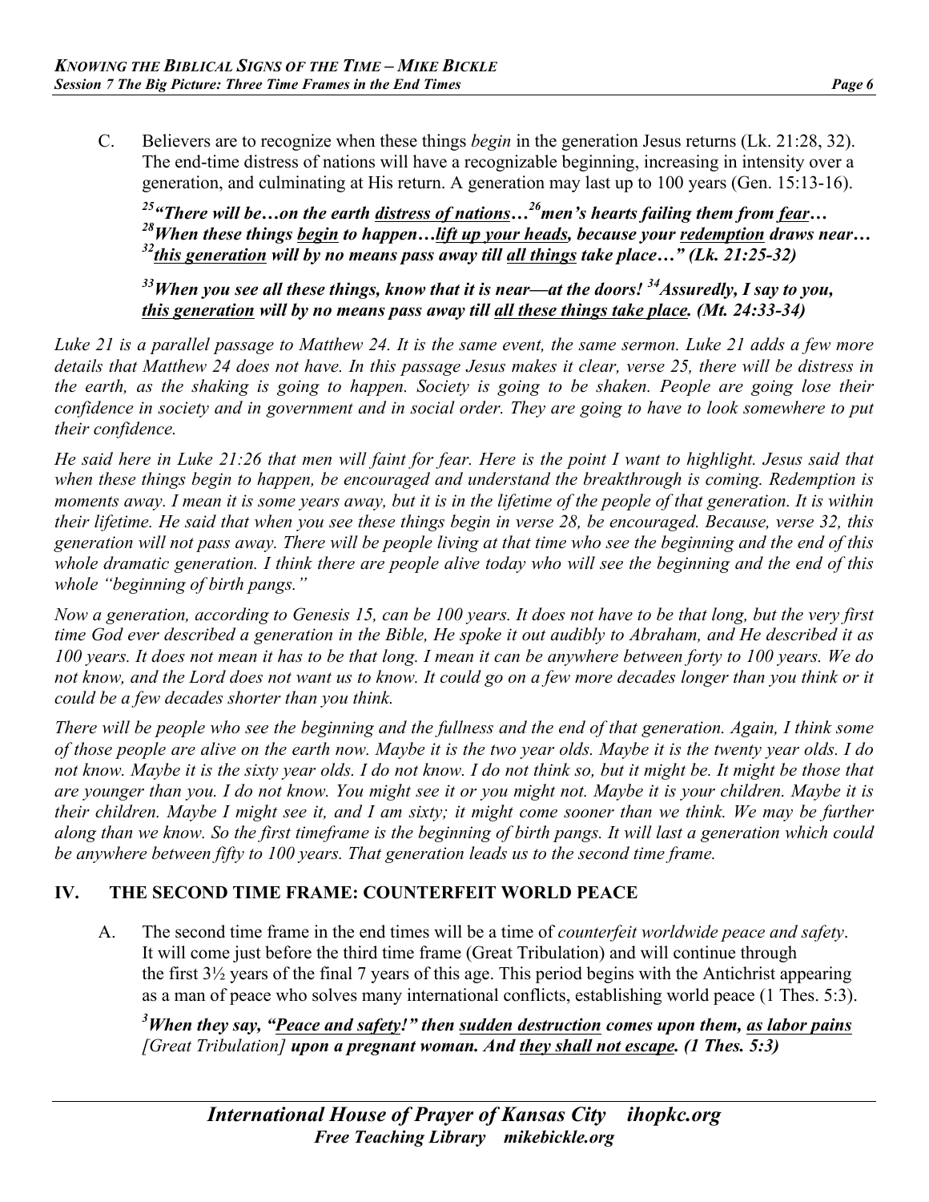C. Believers are to recognize when these things *begin* in the generation Jesus returns (Lk. 21:28, 32). The end-time distress of nations will have a recognizable beginning, increasing in intensity over a generation, and culminating at His return. A generation may last up to 100 years (Gen. 15:13-16).

> ***[25]"There will be…on the earth distress of nations…[26]men's hearts failing them from fear… [28]When these things begin to happen…lift up your heads, because your redemption draws near… [32]this generation will by no means pass away till all things take place…" (Lk. 21:25-32)***

> ***[33]When you see all these things, know that it is near—at the doors! [34]Assuredly, I say to you, this generation will by no means pass away till all these things take place. (Mt. 24:33-34)***

*Luke 21 is a parallel passage to Matthew 24. It is the same event, the same sermon. Luke 21 adds a few more details that Matthew 24 does not have. In this passage Jesus makes it clear, verse 25, there will be distress in the earth, as the shaking is going to happen. Society is going to be shaken. People are going lose their confidence in society and in government and in social order. They are going to have to look somewhere to put their confidence.*

*He said here in Luke 21:26 that men will faint for fear. Here is the point I want to highlight. Jesus said that when these things begin to happen, be encouraged and understand the breakthrough is coming. Redemption is moments away. I mean it is some years away, but it is in the lifetime of the people of that generation. It is within their lifetime. He said that when you see these things begin in verse 28, be encouraged. Because, verse 32, this generation will not pass away. There will be people living at that time who see the beginning and the end of this whole dramatic generation. I think there are people alive today who will see the beginning and the end of this whole "beginning of birth pangs."*

*Now a generation, according to Genesis 15, can be 100 years. It does not have to be that long, but the very first time God ever described a generation in the Bible, He spoke it out audibly to Abraham, and He described it as 100 years. It does not mean it has to be that long. I mean it can be anywhere between forty to 100 years. We do not know, and the Lord does not want us to know. It could go on a few more decades longer than you think or it could be a few decades shorter than you think.*

*There will be people who see the beginning and the fullness and the end of that generation. Again, I think some of those people are alive on the earth now. Maybe it is the two year olds. Maybe it is the twenty year olds. I do not know. Maybe it is the sixty year olds. I do not know. I do not think so, but it might be. It might be those that are younger than you. I do not know. You might see it or you might not. Maybe it is your children. Maybe it is their children. Maybe I might see it, and I am sixty; it might come sooner than we think. We may be further along than we know. So the first timeframe is the beginning of birth pangs. It will last a generation which could be anywhere between fifty to 100 years. That generation leads us to the second time frame.*

## IV. THE SECOND TIME FRAME: COUNTERFEIT WORLD PEACE

A. The second time frame in the end times will be a time of *counterfeit worldwide peace and safety*. It will come just before the third time frame (Great Tribulation) and will continue through the first 3½ years of the final 7 years of this age. This period begins with the Antichrist appearing as a man of peace who solves many international conflicts, establishing world peace (1 Thes. 5:3).

> ***[3]When they say, "Peace and safety!" then sudden destruction comes upon them, as labor pains*** *[Great Tribulation]* ***upon a pregnant woman. And they shall not escape. (1 Thes. 5:3)***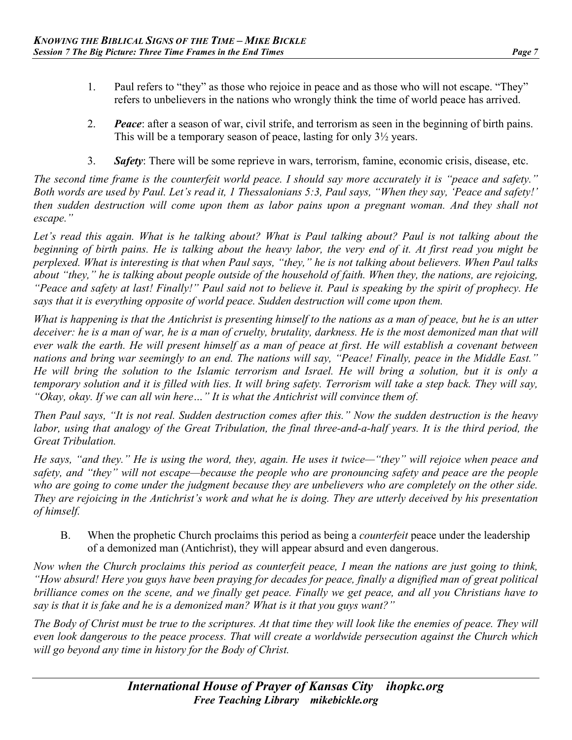1. Paul refers to "they" as those who rejoice in peace and as those who will not escape. "They" refers to unbelievers in the nations who wrongly think the time of world peace has arrived.

2. ***Peace***: after a season of war, civil strife, and terrorism as seen in the beginning of birth pains. This will be a temporary season of peace, lasting for only 3½ years.

3. ***Safety***: There will be some reprieve in wars, terrorism, famine, economic crisis, disease, etc.

*The second time frame is the counterfeit world peace. I should say more accurately it is "peace and safety." Both words are used by Paul. Let's read it, 1 Thessalonians 5:3, Paul says, "When they say, 'Peace and safety!' then sudden destruction will come upon them as labor pains upon a pregnant woman. And they shall not escape."*

*Let's read this again. What is he talking about? What is Paul talking about? Paul is not talking about the beginning of birth pains. He is talking about the heavy labor, the very end of it. At first read you might be perplexed. What is interesting is that when Paul says, "they," he is not talking about believers. When Paul talks about "they," he is talking about people outside of the household of faith. When they, the nations, are rejoicing, "Peace and safety at last! Finally!" Paul said not to believe it. Paul is speaking by the spirit of prophecy. He says that it is everything opposite of world peace. Sudden destruction will come upon them.*

*What is happening is that the Antichrist is presenting himself to the nations as a man of peace, but he is an utter deceiver: he is a man of war, he is a man of cruelty, brutality, darkness. He is the most demonized man that will ever walk the earth. He will present himself as a man of peace at first. He will establish a covenant between nations and bring war seemingly to an end. The nations will say, "Peace! Finally, peace in the Middle East." He will bring the solution to the Islamic terrorism and Israel. He will bring a solution, but it is only a temporary solution and it is filled with lies. It will bring safety. Terrorism will take a step back. They will say, "Okay, okay. If we can all win here…" It is what the Antichrist will convince them of.*

*Then Paul says, "It is not real. Sudden destruction comes after this." Now the sudden destruction is the heavy labor, using that analogy of the Great Tribulation, the final three-and-a-half years. It is the third period, the Great Tribulation.*

*He says, "and they." He is using the word, they, again. He uses it twice—"they" will rejoice when peace and safety, and "they" will not escape—because the people who are pronouncing safety and peace are the people who are going to come under the judgment because they are unbelievers who are completely on the other side. They are rejoicing in the Antichrist's work and what he is doing. They are utterly deceived by his presentation of himself.*

B. When the prophetic Church proclaims this period as being a *counterfeit* peace under the leadership of a demonized man (Antichrist), they will appear absurd and even dangerous.

*Now when the Church proclaims this period as counterfeit peace, I mean the nations are just going to think, "How absurd! Here you guys have been praying for decades for peace, finally a dignified man of great political brilliance comes on the scene, and we finally get peace. Finally we get peace, and all you Christians have to say is that it is fake and he is a demonized man? What is it that you guys want?"*

*The Body of Christ must be true to the scriptures. At that time they will look like the enemies of peace. They will even look dangerous to the peace process. That will create a worldwide persecution against the Church which will go beyond any time in history for the Body of Christ.*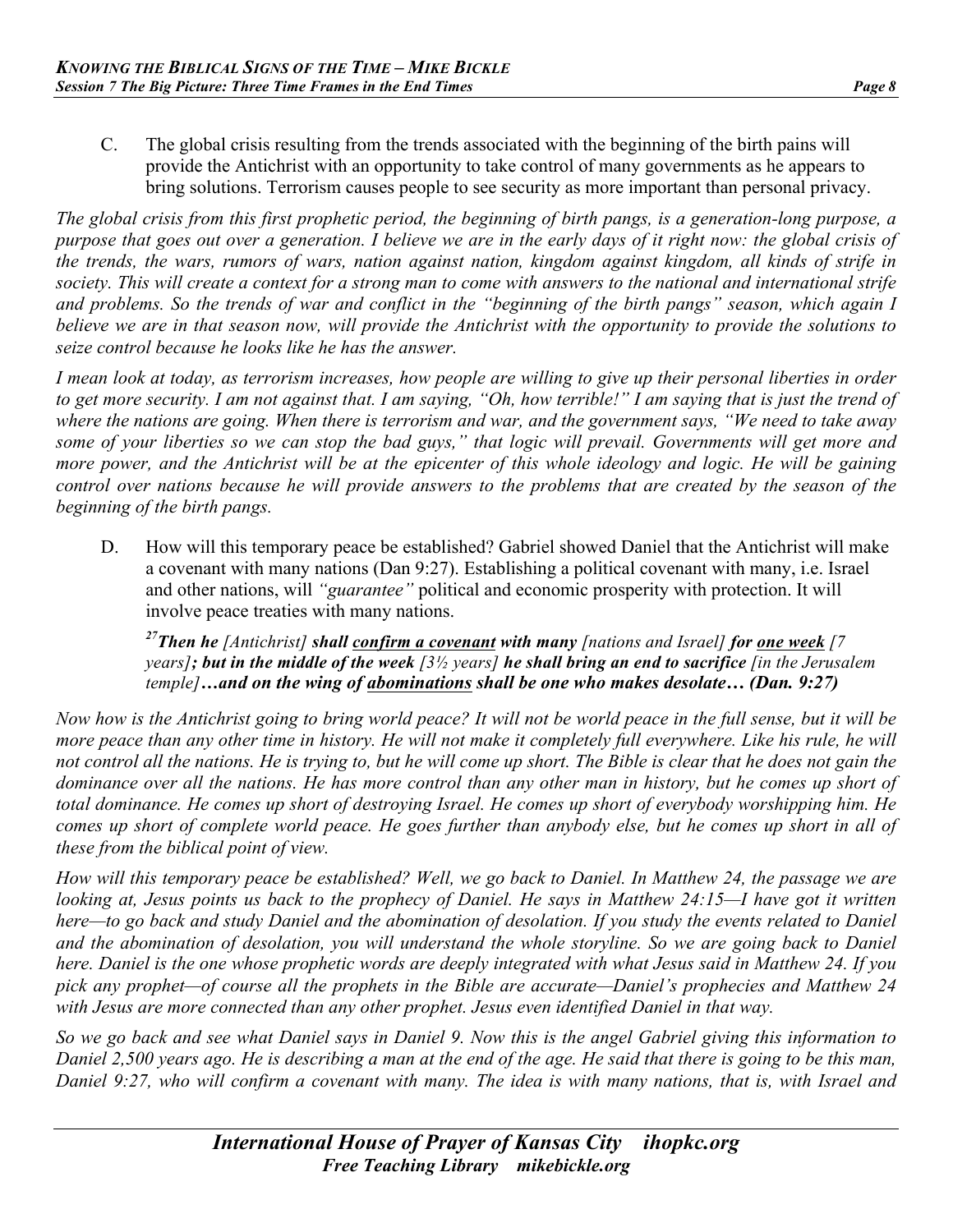C. The global crisis resulting from the trends associated with the beginning of the birth pains will provide the Antichrist with an opportunity to take control of many governments as he appears to bring solutions. Terrorism causes people to see security as more important than personal privacy.

*The global crisis from this first prophetic period, the beginning of birth pangs, is a generation-long purpose, a purpose that goes out over a generation. I believe we are in the early days of it right now: the global crisis of the trends, the wars, rumors of wars, nation against nation, kingdom against kingdom, all kinds of strife in society. This will create a context for a strong man to come with answers to the national and international strife and problems. So the trends of war and conflict in the "beginning of the birth pangs" season, which again I believe we are in that season now, will provide the Antichrist with the opportunity to provide the solutions to seize control because he looks like he has the answer.*

*I mean look at today, as terrorism increases, how people are willing to give up their personal liberties in order to get more security. I am not against that. I am saying, "Oh, how terrible!" I am saying that is just the trend of where the nations are going. When there is terrorism and war, and the government says, "We need to take away some of your liberties so we can stop the bad guys," that logic will prevail. Governments will get more and more power, and the Antichrist will be at the epicenter of this whole ideology and logic. He will be gaining control over nations because he will provide answers to the problems that are created by the season of the beginning of the birth pangs.*

D. How will this temporary peace be established? Gabriel showed Daniel that the Antichrist will make a covenant with many nations (Dan 9:27). Establishing a political covenant with many, i.e. Israel and other nations, will *"guarantee"* political and economic prosperity with protection. It will involve peace treaties with many nations.

> [27]***Then he** [Antichrist] **shall <u>confirm a covenant</u> with many** [nations and Israel] **for <u>one week</u>** [7 years]**; but in the middle of the week** [3½ years] **he shall bring an end to sacrifice** [in the Jerusalem temple]**…and on the wing of <u>abominations</u> shall be one who makes desolate… (Dan. 9:27)***

*Now how is the Antichrist going to bring world peace? It will not be world peace in the full sense, but it will be more peace than any other time in history. He will not make it completely full everywhere. Like his rule, he will not control all the nations. He is trying to, but he will come up short. The Bible is clear that he does not gain the dominance over all the nations. He has more control than any other man in history, but he comes up short of total dominance. He comes up short of destroying Israel. He comes up short of everybody worshipping him. He comes up short of complete world peace. He goes further than anybody else, but he comes up short in all of these from the biblical point of view.*

*How will this temporary peace be established? Well, we go back to Daniel. In Matthew 24, the passage we are looking at, Jesus points us back to the prophecy of Daniel. He says in Matthew 24:15—I have got it written here—to go back and study Daniel and the abomination of desolation. If you study the events related to Daniel and the abomination of desolation, you will understand the whole storyline. So we are going back to Daniel here. Daniel is the one whose prophetic words are deeply integrated with what Jesus said in Matthew 24. If you pick any prophet—of course all the prophets in the Bible are accurate—Daniel's prophecies and Matthew 24 with Jesus are more connected than any other prophet. Jesus even identified Daniel in that way.*

*So we go back and see what Daniel says in Daniel 9. Now this is the angel Gabriel giving this information to Daniel 2,500 years ago. He is describing a man at the end of the age. He said that there is going to be this man, Daniel 9:27, who will confirm a covenant with many. The idea is with many nations, that is, with Israel and*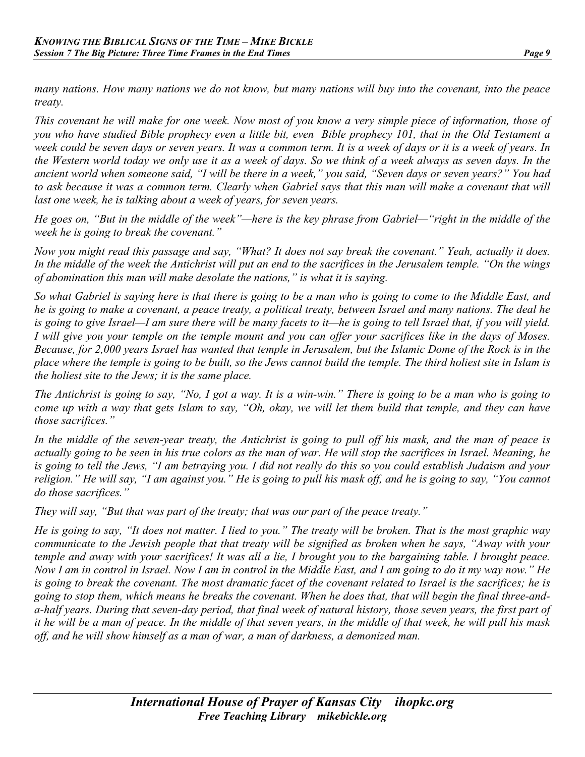*many nations. How many nations we do not know, but many nations will buy into the covenant, into the peace treaty.*

*This covenant he will make for one week. Now most of you know a very simple piece of information, those of you who have studied Bible prophecy even a little bit, even Bible prophecy 101, that in the Old Testament a week could be seven days or seven years. It was a common term. It is a week of days or it is a week of years. In the Western world today we only use it as a week of days. So we think of a week always as seven days. In the ancient world when someone said, "I will be there in a week," you said, "Seven days or seven years?" You had to ask because it was a common term. Clearly when Gabriel says that this man will make a covenant that will last one week, he is talking about a week of years, for seven years.*

*He goes on, "But in the middle of the week"—here is the key phrase from Gabriel—"right in the middle of the week he is going to break the covenant."*

*Now you might read this passage and say, "What? It does not say break the covenant." Yeah, actually it does. In the middle of the week the Antichrist will put an end to the sacrifices in the Jerusalem temple. "On the wings of abomination this man will make desolate the nations," is what it is saying.*

*So what Gabriel is saying here is that there is going to be a man who is going to come to the Middle East, and he is going to make a covenant, a peace treaty, a political treaty, between Israel and many nations. The deal he is going to give Israel—I am sure there will be many facets to it—he is going to tell Israel that, if you will yield. I will give you your temple on the temple mount and you can offer your sacrifices like in the days of Moses. Because, for 2,000 years Israel has wanted that temple in Jerusalem, but the Islamic Dome of the Rock is in the place where the temple is going to be built, so the Jews cannot build the temple. The third holiest site in Islam is the holiest site to the Jews; it is the same place.*

*The Antichrist is going to say, "No, I got a way. It is a win-win." There is going to be a man who is going to come up with a way that gets Islam to say, "Oh, okay, we will let them build that temple, and they can have those sacrifices."*

*In the middle of the seven-year treaty, the Antichrist is going to pull off his mask, and the man of peace is actually going to be seen in his true colors as the man of war. He will stop the sacrifices in Israel. Meaning, he is going to tell the Jews, "I am betraying you. I did not really do this so you could establish Judaism and your religion." He will say, "I am against you." He is going to pull his mask off, and he is going to say, "You cannot do those sacrifices."*

*They will say, "But that was part of the treaty; that was our part of the peace treaty."*

*He is going to say, "It does not matter. I lied to you." The treaty will be broken. That is the most graphic way communicate to the Jewish people that that treaty will be signified as broken when he says, "Away with your temple and away with your sacrifices! It was all a lie, I brought you to the bargaining table. I brought peace. Now I am in control in Israel. Now I am in control in the Middle East, and I am going to do it my way now." He is going to break the covenant. The most dramatic facet of the covenant related to Israel is the sacrifices; he is going to stop them, which means he breaks the covenant. When he does that, that will begin the final three-and-a-half years. During that seven-day period, that final week of natural history, those seven years, the first part of it he will be a man of peace. In the middle of that seven years, in the middle of that week, he will pull his mask off, and he will show himself as a man of war, a man of darkness, a demonized man.*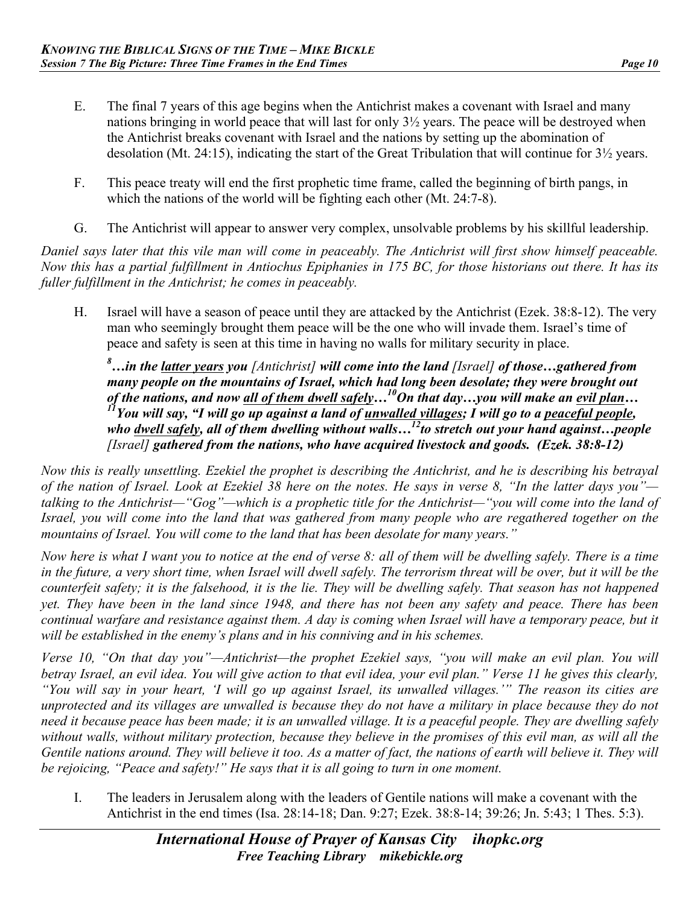E. The final 7 years of this age begins when the Antichrist makes a covenant with Israel and many nations bringing in world peace that will last for only 3½ years. The peace will be destroyed when the Antichrist breaks covenant with Israel and the nations by setting up the abomination of desolation (Mt. 24:15), indicating the start of the Great Tribulation that will continue for 3½ years.

F. This peace treaty will end the first prophetic time frame, called the beginning of birth pangs, in which the nations of the world will be fighting each other (Mt. 24:7-8).

G. The Antichrist will appear to answer very complex, unsolvable problems by his skillful leadership.

*Daniel says later that this vile man will come in peaceably. The Antichrist will first show himself peaceable. Now this has a partial fulfillment in Antiochus Epiphanies in 175 BC, for those historians out there. It has its fuller fulfillment in the Antichrist; he comes in peaceably.*

H. Israel will have a season of peace until they are attacked by the Antichrist (Ezek. 38:8-12). The very man who seemingly brought them peace will be the one who will invade them. Israel's time of peace and safety is seen at this time in having no walls for military security in place.

> [8]***…in the <u>latter years</u> you*** *[Antichrist]* ***will come into the land*** *[Israel]* ***of those…gathered from many people on the mountains of Israel, which had long been desolate; they were brought out of the nations, and now <u>all of them dwell safely</u>…***[10]***On that day…you will make an <u>evil plan</u>…*** [11]***You will say, "I will go up against a land of <u>unwalled villages</u>; I will go to a <u>peaceful people</u>, who <u>dwell safely</u>, all of them dwelling without walls…***[12]***to stretch out your hand against…people*** *[Israel]* ***gathered from the nations, who have acquired livestock and goods. (Ezek. 38:8-12)***

*Now this is really unsettling. Ezekiel the prophet is describing the Antichrist, and he is describing his betrayal of the nation of Israel. Look at Ezekiel 38 here on the notes. He says in verse 8, "In the latter days you"—talking to the Antichrist—"Gog"—which is a prophetic title for the Antichrist—"you will come into the land of Israel, you will come into the land that was gathered from many people who are regathered together on the mountains of Israel. You will come to the land that has been desolate for many years."*

*Now here is what I want you to notice at the end of verse 8: all of them will be dwelling safely. There is a time in the future, a very short time, when Israel will dwell safely. The terrorism threat will be over, but it will be the counterfeit safety; it is the falsehood, it is the lie. They will be dwelling safely. That season has not happened yet. They have been in the land since 1948, and there has not been any safety and peace. There has been continual warfare and resistance against them. A day is coming when Israel will have a temporary peace, but it will be established in the enemy's plans and in his conniving and in his schemes.*

*Verse 10, "On that day you"—Antichrist—the prophet Ezekiel says, "you will make an evil plan. You will betray Israel, an evil idea. You will give action to that evil idea, your evil plan." Verse 11 he gives this clearly, "You will say in your heart, 'I will go up against Israel, its unwalled villages.'" The reason its cities are unprotected and its villages are unwalled is because they do not have a military in place because they do not need it because peace has been made; it is an unwalled village. It is a peaceful people. They are dwelling safely without walls, without military protection, because they believe in the promises of this evil man, as will all the Gentile nations around. They will believe it too. As a matter of fact, the nations of earth will believe it. They will be rejoicing, "Peace and safety!" He says that it is all going to turn in one moment.*

I. The leaders in Jerusalem along with the leaders of Gentile nations will make a covenant with the Antichrist in the end times (Isa. 28:14-18; Dan. 9:27; Ezek. 38:8-14; 39:26; Jn. 5:43; 1 Thes. 5:3).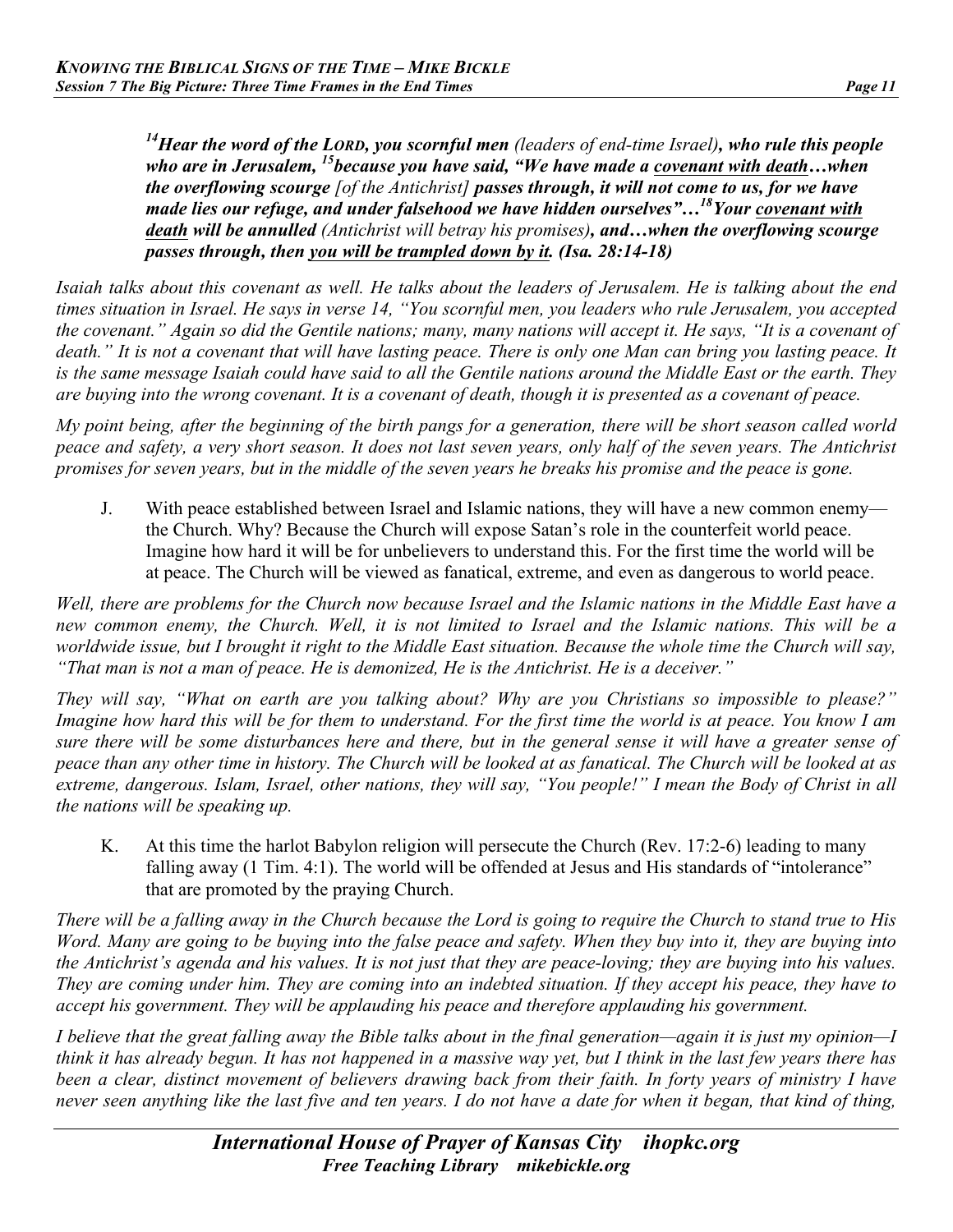> ***[14]Hear the word of the LORD, you scornful men** (leaders of end-time Israel)**, who rule this people who are in Jerusalem, [15]because you have said, "We have made a <u>covenant with death</u>…when the overflowing scourge** [of the Antichrist] **passes through, it will not come to us, for we have made lies our refuge, and under falsehood we have hidden ourselves"…[18]Your <u>covenant with death</u> will be annulled** (Antichrist will betray his promises)**, and…when the overflowing scourge passes through, then <u>you will be trampled down by it</u>. (Isa. 28:14-18)***

*Isaiah talks about this covenant as well. He talks about the leaders of Jerusalem. He is talking about the end times situation in Israel. He says in verse 14, "You scornful men, you leaders who rule Jerusalem, you accepted the covenant." Again so did the Gentile nations; many, many nations will accept it. He says, "It is a covenant of death." It is not a covenant that will have lasting peace. There is only one Man can bring you lasting peace. It is the same message Isaiah could have said to all the Gentile nations around the Middle East or the earth. They are buying into the wrong covenant. It is a covenant of death, though it is presented as a covenant of peace.*

*My point being, after the beginning of the birth pangs for a generation, there will be short season called world peace and safety, a very short season. It does not last seven years, only half of the seven years. The Antichrist promises for seven years, but in the middle of the seven years he breaks his promise and the peace is gone.*

J. With peace established between Israel and Islamic nations, they will have a new common enemy—the Church. Why? Because the Church will expose Satan's role in the counterfeit world peace. Imagine how hard it will be for unbelievers to understand this. For the first time the world will be at peace. The Church will be viewed as fanatical, extreme, and even as dangerous to world peace.

*Well, there are problems for the Church now because Israel and the Islamic nations in the Middle East have a new common enemy, the Church. Well, it is not limited to Israel and the Islamic nations. This will be a worldwide issue, but I brought it right to the Middle East situation. Because the whole time the Church will say, "That man is not a man of peace. He is demonized, He is the Antichrist. He is a deceiver."*

*They will say, "What on earth are you talking about? Why are you Christians so impossible to please?" Imagine how hard this will be for them to understand. For the first time the world is at peace. You know I am sure there will be some disturbances here and there, but in the general sense it will have a greater sense of peace than any other time in history. The Church will be looked at as fanatical. The Church will be looked at as extreme, dangerous. Islam, Israel, other nations, they will say, "You people!" I mean the Body of Christ in all the nations will be speaking up.*

K. At this time the harlot Babylon religion will persecute the Church (Rev. 17:2-6) leading to many falling away (1 Tim. 4:1). The world will be offended at Jesus and His standards of "intolerance" that are promoted by the praying Church.

*There will be a falling away in the Church because the Lord is going to require the Church to stand true to His Word. Many are going to be buying into the false peace and safety. When they buy into it, they are buying into the Antichrist's agenda and his values. It is not just that they are peace-loving; they are buying into his values. They are coming under him. They are coming into an indebted situation. If they accept his peace, they have to accept his government. They will be applauding his peace and therefore applauding his government.*

*I believe that the great falling away the Bible talks about in the final generation—again it is just my opinion—I think it has already begun. It has not happened in a massive way yet, but I think in the last few years there has been a clear, distinct movement of believers drawing back from their faith. In forty years of ministry I have never seen anything like the last five and ten years. I do not have a date for when it began, that kind of thing,*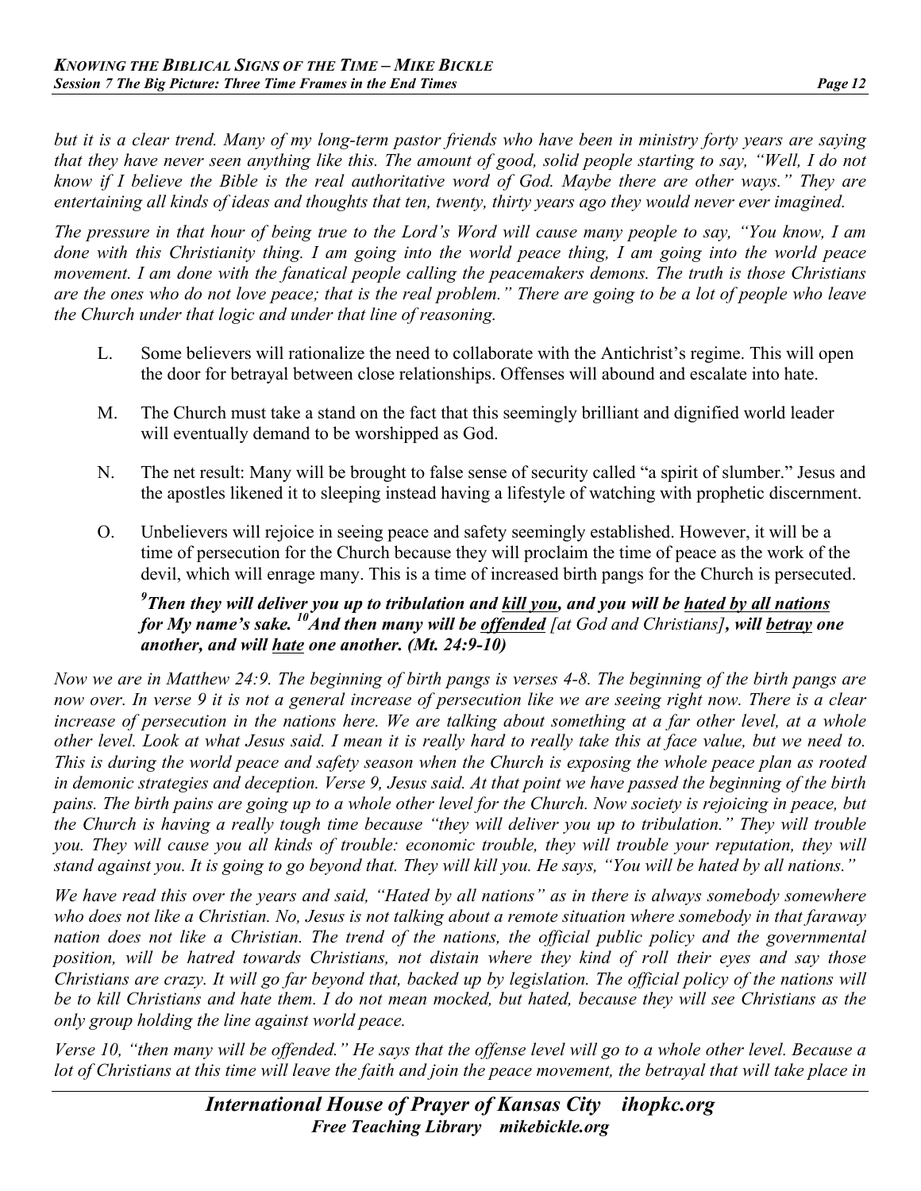*but it is a clear trend. Many of my long-term pastor friends who have been in ministry forty years are saying that they have never seen anything like this. The amount of good, solid people starting to say, "Well, I do not know if I believe the Bible is the real authoritative word of God. Maybe there are other ways." They are entertaining all kinds of ideas and thoughts that ten, twenty, thirty years ago they would never ever imagined.*

*The pressure in that hour of being true to the Lord's Word will cause many people to say, "You know, I am done with this Christianity thing. I am going into the world peace thing, I am going into the world peace movement. I am done with the fanatical people calling the peacemakers demons. The truth is those Christians are the ones who do not love peace; that is the real problem." There are going to be a lot of people who leave the Church under that logic and under that line of reasoning.*

L. Some believers will rationalize the need to collaborate with the Antichrist's regime. This will open the door for betrayal between close relationships. Offenses will abound and escalate into hate.

M. The Church must take a stand on the fact that this seemingly brilliant and dignified world leader will eventually demand to be worshipped as God.

N. The net result: Many will be brought to false sense of security called "a spirit of slumber." Jesus and the apostles likened it to sleeping instead having a lifestyle of watching with prophetic discernment.

O. Unbelievers will rejoice in seeing peace and safety seemingly established. However, it will be a time of persecution for the Church because they will proclaim the time of peace as the work of the devil, which will enrage many. This is a time of increased birth pangs for the Church is persecuted.

> ***[9]Then they will deliver you up to tribulation and <u>kill you</u>, and you will be <u>hated by all nations</u> for My name's sake. [10]And then many will be <u>offended</u>*** *[at God and Christians]****, will <u>betray</u> one another, and will <u>hate</u> one another. (Mt. 24:9-10)***

*Now we are in Matthew 24:9. The beginning of birth pangs is verses 4-8. The beginning of the birth pangs are now over. In verse 9 it is not a general increase of persecution like we are seeing right now. There is a clear increase of persecution in the nations here. We are talking about something at a far other level, at a whole other level. Look at what Jesus said. I mean it is really hard to really take this at face value, but we need to. This is during the world peace and safety season when the Church is exposing the whole peace plan as rooted in demonic strategies and deception. Verse 9, Jesus said. At that point we have passed the beginning of the birth pains. The birth pains are going up to a whole other level for the Church. Now society is rejoicing in peace, but the Church is having a really tough time because "they will deliver you up to tribulation." They will trouble you. They will cause you all kinds of trouble: economic trouble, they will trouble your reputation, they will stand against you. It is going to go beyond that. They will kill you. He says, "You will be hated by all nations."*

*We have read this over the years and said, "Hated by all nations" as in there is always somebody somewhere who does not like a Christian. No, Jesus is not talking about a remote situation where somebody in that faraway nation does not like a Christian. The trend of the nations, the official public policy and the governmental position, will be hatred towards Christians, not distain where they kind of roll their eyes and say those Christians are crazy. It will go far beyond that, backed up by legislation. The official policy of the nations will be to kill Christians and hate them. I do not mean mocked, but hated, because they will see Christians as the only group holding the line against world peace.*

*Verse 10, "then many will be offended." He says that the offense level will go to a whole other level. Because a lot of Christians at this time will leave the faith and join the peace movement, the betrayal that will take place in*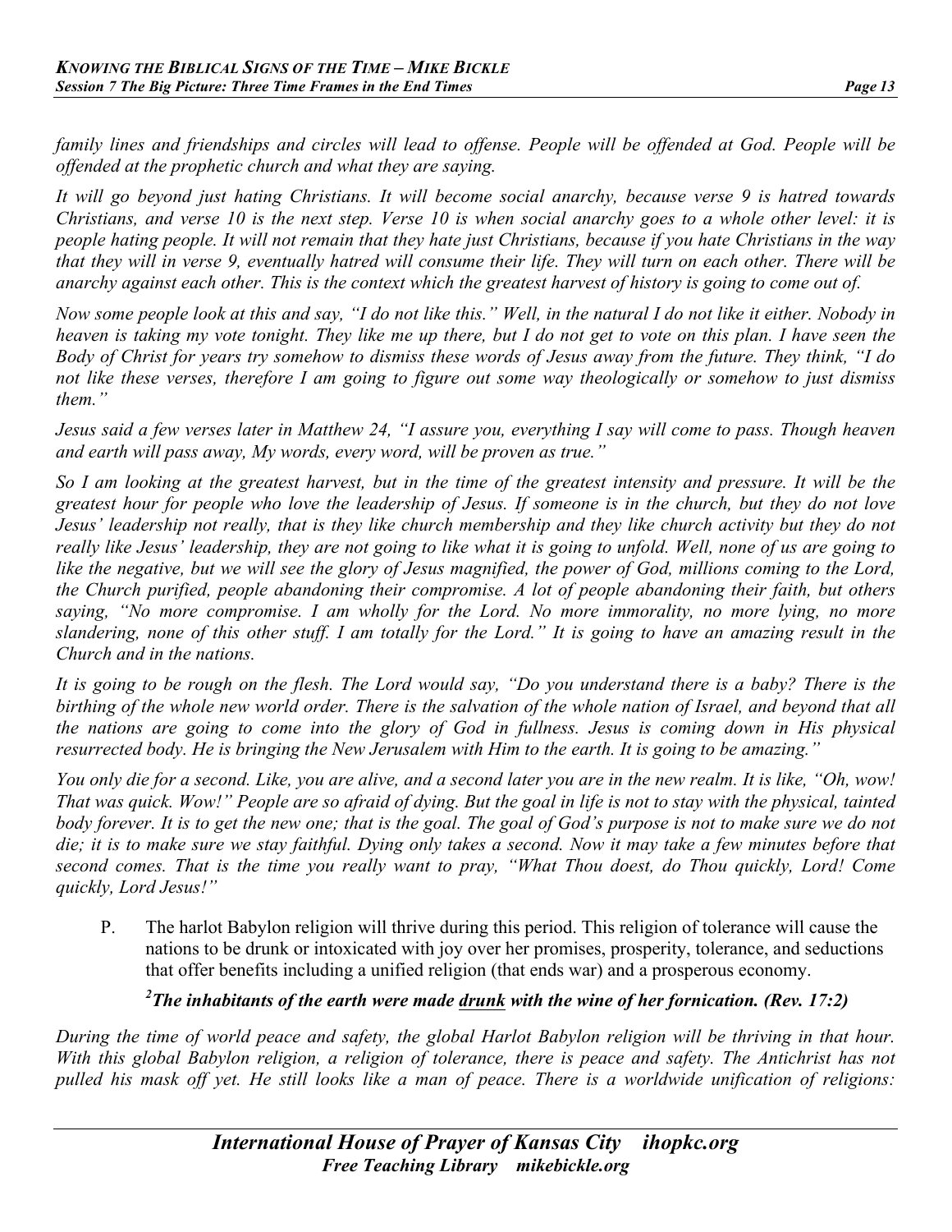*family lines and friendships and circles will lead to offense. People will be offended at God. People will be offended at the prophetic church and what they are saying.*

*It will go beyond just hating Christians. It will become social anarchy, because verse 9 is hatred towards Christians, and verse 10 is the next step. Verse 10 is when social anarchy goes to a whole other level: it is people hating people. It will not remain that they hate just Christians, because if you hate Christians in the way that they will in verse 9, eventually hatred will consume their life. They will turn on each other. There will be anarchy against each other. This is the context which the greatest harvest of history is going to come out of.*

*Now some people look at this and say, "I do not like this." Well, in the natural I do not like it either. Nobody in heaven is taking my vote tonight. They like me up there, but I do not get to vote on this plan. I have seen the Body of Christ for years try somehow to dismiss these words of Jesus away from the future. They think, "I do not like these verses, therefore I am going to figure out some way theologically or somehow to just dismiss them."*

*Jesus said a few verses later in Matthew 24, "I assure you, everything I say will come to pass. Though heaven and earth will pass away, My words, every word, will be proven as true."*

*So I am looking at the greatest harvest, but in the time of the greatest intensity and pressure. It will be the greatest hour for people who love the leadership of Jesus. If someone is in the church, but they do not love Jesus' leadership not really, that is they like church membership and they like church activity but they do not really like Jesus' leadership, they are not going to like what it is going to unfold. Well, none of us are going to like the negative, but we will see the glory of Jesus magnified, the power of God, millions coming to the Lord, the Church purified, people abandoning their compromise. A lot of people abandoning their faith, but others saying, "No more compromise. I am wholly for the Lord. No more immorality, no more lying, no more slandering, none of this other stuff. I am totally for the Lord." It is going to have an amazing result in the Church and in the nations.*

*It is going to be rough on the flesh. The Lord would say, "Do you understand there is a baby? There is the birthing of the whole new world order. There is the salvation of the whole nation of Israel, and beyond that all the nations are going to come into the glory of God in fullness. Jesus is coming down in His physical resurrected body. He is bringing the New Jerusalem with Him to the earth. It is going to be amazing."*

*You only die for a second. Like, you are alive, and a second later you are in the new realm. It is like, "Oh, wow! That was quick. Wow!" People are so afraid of dying. But the goal in life is not to stay with the physical, tainted body forever. It is to get the new one; that is the goal. The goal of God's purpose is not to make sure we do not die; it is to make sure we stay faithful. Dying only takes a second. Now it may take a few minutes before that second comes. That is the time you really want to pray, "What Thou doest, do Thou quickly, Lord! Come quickly, Lord Jesus!"*

P. The harlot Babylon religion will thrive during this period. This religion of tolerance will cause the nations to be drunk or intoxicated with joy over her promises, prosperity, tolerance, and seductions that offer benefits including a unified religion (that ends war) and a prosperous economy.

***[2]The inhabitants of the earth were made <u>drunk</u> with the wine of her fornication. (Rev. 17:2)***

*During the time of world peace and safety, the global Harlot Babylon religion will be thriving in that hour. With this global Babylon religion, a religion of tolerance, there is peace and safety. The Antichrist has not pulled his mask off yet. He still looks like a man of peace. There is a worldwide unification of religions:*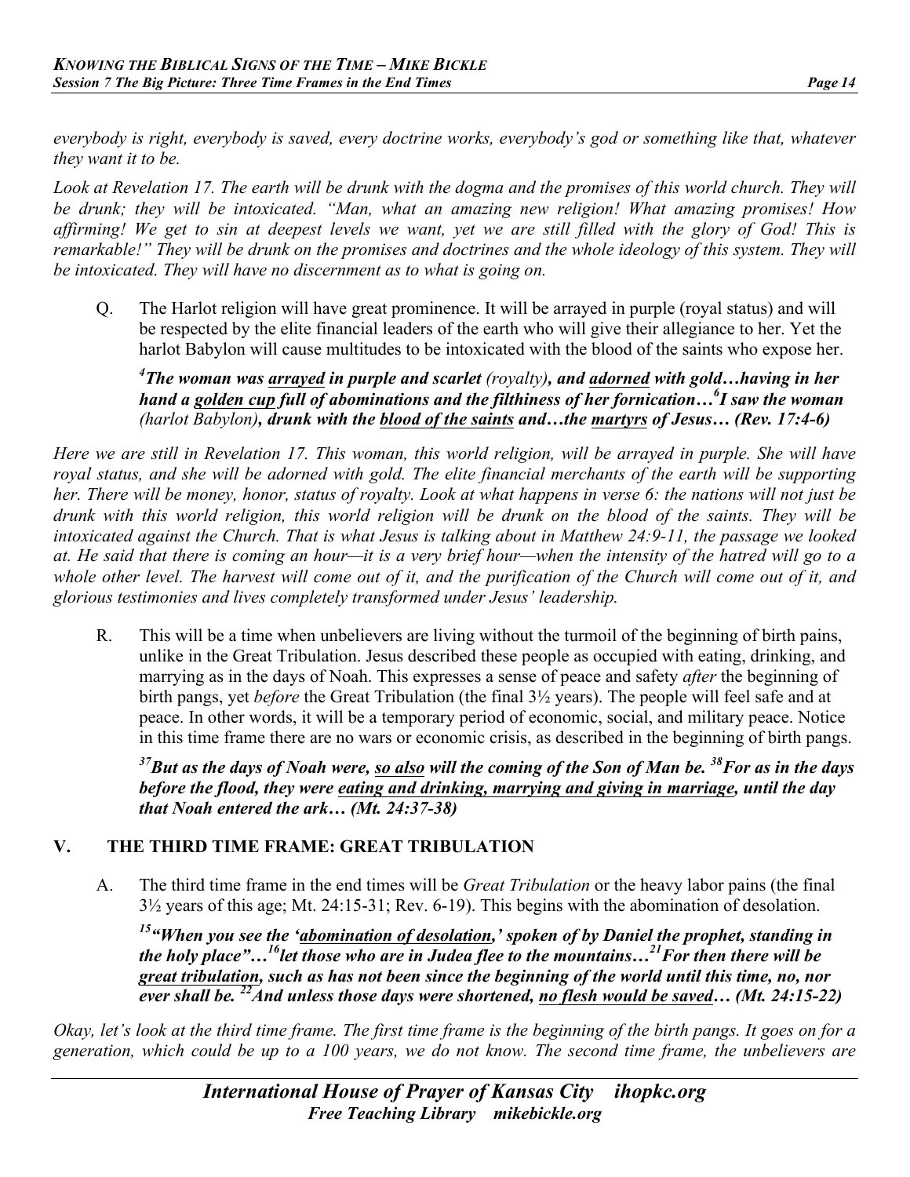*everybody is right, everybody is saved, every doctrine works, everybody's god or something like that, whatever they want it to be.*

*Look at Revelation 17. The earth will be drunk with the dogma and the promises of this world church. They will be drunk; they will be intoxicated. "Man, what an amazing new religion! What amazing promises! How affirming! We get to sin at deepest levels we want, yet we are still filled with the glory of God! This is remarkable!" They will be drunk on the promises and doctrines and the whole ideology of this system. They will be intoxicated. They will have no discernment as to what is going on.*

Q. The Harlot religion will have great prominence. It will be arrayed in purple (royal status) and will be respected by the elite financial leaders of the earth who will give their allegiance to her. Yet the harlot Babylon will cause multitudes to be intoxicated with the blood of the saints who expose her.

> ***[4]The woman was <u>arrayed</u> in purple and scarlet** (royalty)**, and <u>adorned</u> with gold…having in her hand a <u>golden cup</u> full of abominations and the filthiness of her fornication…[6]I saw the woman** (harlot Babylon)**, drunk with the <u>blood of the saints</u> and…the <u>martyrs</u> of Jesus… (Rev. 17:4-6)***

*Here we are still in Revelation 17. This woman, this world religion, will be arrayed in purple. She will have royal status, and she will be adorned with gold. The elite financial merchants of the earth will be supporting her. There will be money, honor, status of royalty. Look at what happens in verse 6: the nations will not just be drunk with this world religion, this world religion will be drunk on the blood of the saints. They will be intoxicated against the Church. That is what Jesus is talking about in Matthew 24:9-11, the passage we looked at. He said that there is coming an hour—it is a very brief hour—when the intensity of the hatred will go to a whole other level. The harvest will come out of it, and the purification of the Church will come out of it, and glorious testimonies and lives completely transformed under Jesus' leadership.*

R. This will be a time when unbelievers are living without the turmoil of the beginning of birth pains, unlike in the Great Tribulation. Jesus described these people as occupied with eating, drinking, and marrying as in the days of Noah. This expresses a sense of peace and safety *after* the beginning of birth pangs, yet *before* the Great Tribulation (the final 3½ years). The people will feel safe and at peace. In other words, it will be a temporary period of economic, social, and military peace. Notice in this time frame there are no wars or economic crisis, as described in the beginning of birth pangs.

> ***[37]But as the days of Noah were, <u>so also</u> will the coming of the Son of Man be. [38]For as in the days before the flood, they were <u>eating and drinking, marrying and giving in marriage</u>, until the day that Noah entered the ark… (Mt. 24:37-38)***

## V. THE THIRD TIME FRAME: GREAT TRIBULATION

A. The third time frame in the end times will be *Great Tribulation* or the heavy labor pains (the final 3½ years of this age; Mt. 24:15-31; Rev. 6-19). This begins with the abomination of desolation.

> ***[15]"When you see the '<u>abomination of desolation</u>,' spoken of by Daniel the prophet, standing in the holy place"…[16]let those who are in Judea flee to the mountains…[21]For then there will be <u>great tribulation</u>, such as has not been since the beginning of the world until this time, no, nor ever shall be. [22]And unless those days were shortened, <u>no flesh would be saved</u>… (Mt. 24:15-22)***

*Okay, let's look at the third time frame. The first time frame is the beginning of the birth pangs. It goes on for a generation, which could be up to a 100 years, we do not know. The second time frame, the unbelievers are*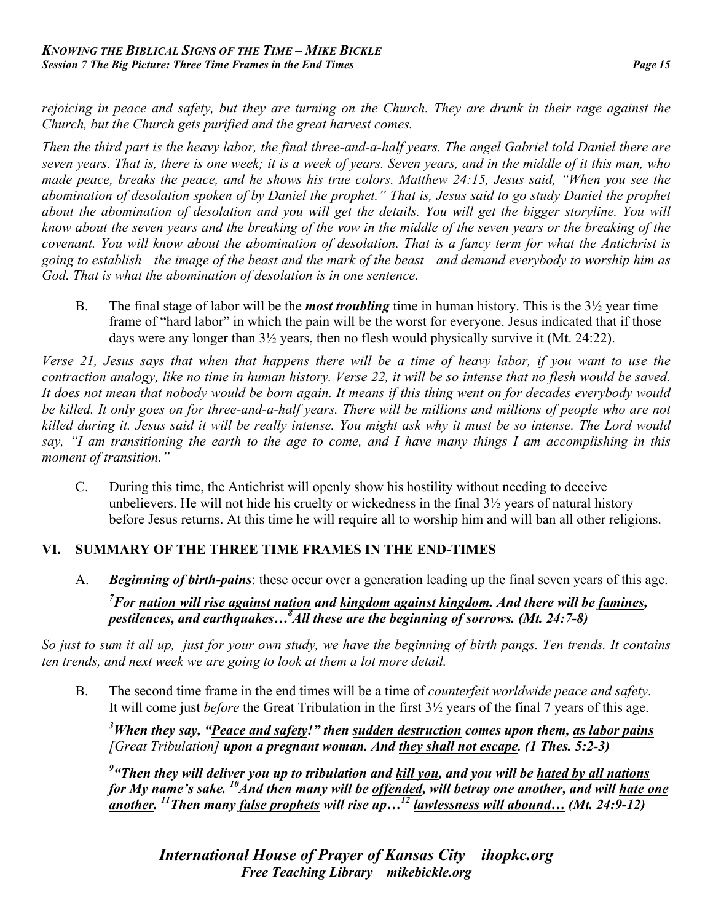*rejoicing in peace and safety, but they are turning on the Church. They are drunk in their rage against the Church, but the Church gets purified and the great harvest comes.*

*Then the third part is the heavy labor, the final three-and-a-half years. The angel Gabriel told Daniel there are seven years. That is, there is one week; it is a week of years. Seven years, and in the middle of it this man, who made peace, breaks the peace, and he shows his true colors. Matthew 24:15, Jesus said, "When you see the abomination of desolation spoken of by Daniel the prophet." That is, Jesus said to go study Daniel the prophet about the abomination of desolation and you will get the details. You will get the bigger storyline. You will know about the seven years and the breaking of the vow in the middle of the seven years or the breaking of the covenant. You will know about the abomination of desolation. That is a fancy term for what the Antichrist is going to establish—the image of the beast and the mark of the beast—and demand everybody to worship him as God. That is what the abomination of desolation is in one sentence.*

B. The final stage of labor will be the ***most troubling*** time in human history. This is the 3½ year time frame of "hard labor" in which the pain will be the worst for everyone. Jesus indicated that if those days were any longer than 3½ years, then no flesh would physically survive it (Mt. 24:22).

*Verse 21, Jesus says that when that happens there will be a time of heavy labor, if you want to use the contraction analogy, like no time in human history. Verse 22, it will be so intense that no flesh would be saved. It does not mean that nobody would be born again. It means if this thing went on for decades everybody would be killed. It only goes on for three-and-a-half years. There will be millions and millions of people who are not killed during it. Jesus said it will be really intense. You might ask why it must be so intense. The Lord would say, "I am transitioning the earth to the age to come, and I have many things I am accomplishing in this moment of transition."*

C. During this time, the Antichrist will openly show his hostility without needing to deceive unbelievers. He will not hide his cruelty or wickedness in the final 3½ years of natural history before Jesus returns. At this time he will require all to worship him and will ban all other religions.

## VI. SUMMARY OF THE THREE TIME FRAMES IN THE END-TIMES

A. ***Beginning of birth-pains***: these occur over a generation leading up the final seven years of this age.

***[7]For <u>nation will rise against nation</u> and <u>kingdom against kingdom</u>. And there will be <u>famines</u>, <u>pestilences</u>, and <u>earthquakes</u>…[8]All these are the <u>beginning of sorrows</u>. (Mt. 24:7-8)***

*So just to sum it all up, just for your own study, we have the beginning of birth pangs. Ten trends. It contains ten trends, and next week we are going to look at them a lot more detail.*

B. The second time frame in the end times will be a time of *counterfeit worldwide peace and safety*. It will come just *before* the Great Tribulation in the first 3½ years of the final 7 years of this age.

***[3]When they say, "<u>Peace and safety</u>!" then <u>sudden destruction</u> comes upon them, <u>as labor pains</u>*** *[Great Tribulation]* ***upon a pregnant woman. And <u>they shall not escape</u>. (1 Thes. 5:2-3)***

***[9]"Then they will deliver you up to tribulation and <u>kill you</u>, and you will be <u>hated by all nations</u> for My name's sake. [10]And then many will be <u>offended</u>, will betray one another, and will <u>hate one another</u>. [11]Then many <u>false prophets</u> will rise up…[12] <u>lawlessness will abound…</u> (Mt. 24:9-12)***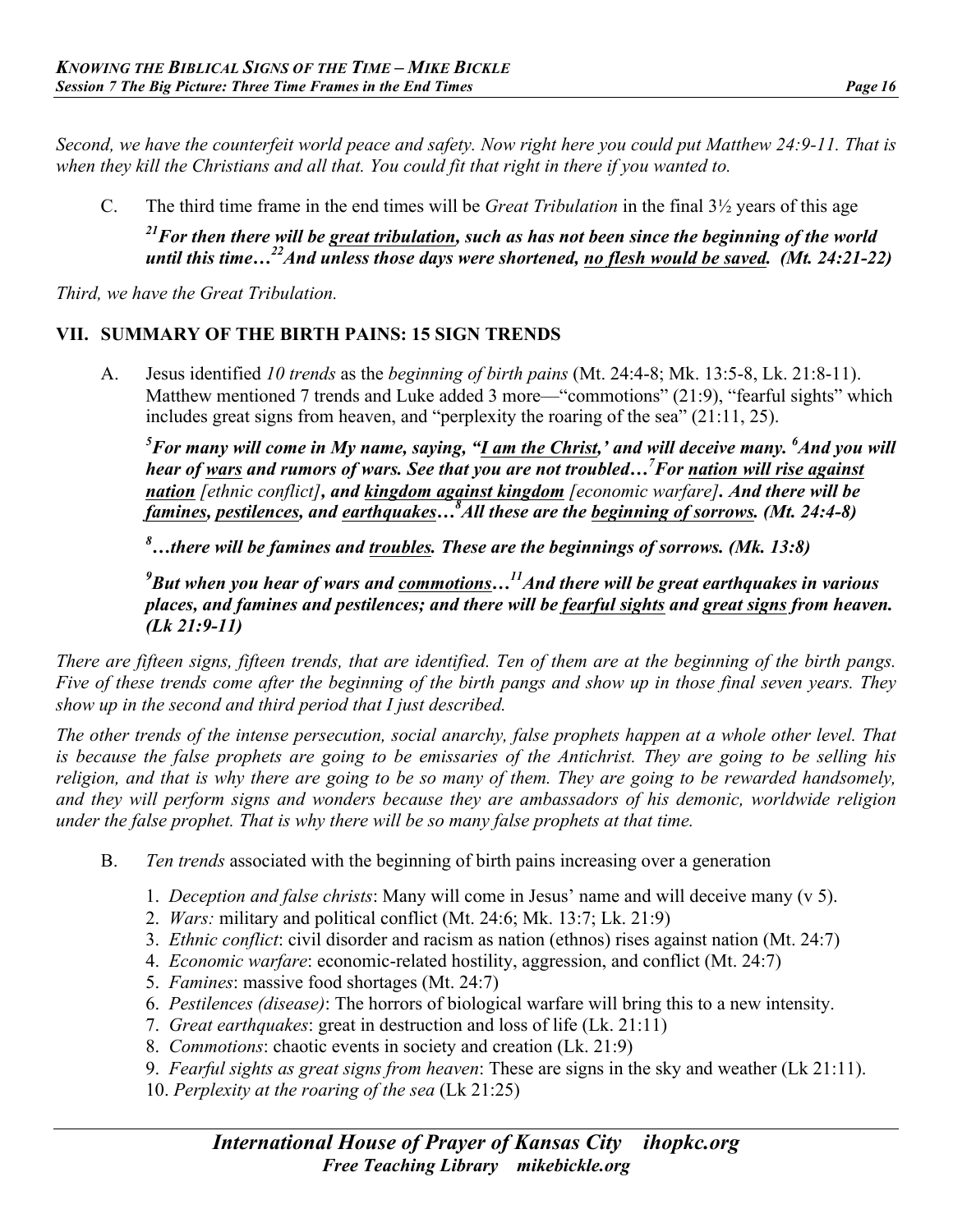*Second, we have the counterfeit world peace and safety. Now right here you could put Matthew 24:9-11. That is when they kill the Christians and all that. You could fit that right in there if you wanted to.*

C. The third time frame in the end times will be *Great Tribulation* in the final 3½ years of this age

***[21]For then there will be great tribulation, such as has not been since the beginning of the world until this time…[22]And unless those days were shortened, no flesh would be saved. (Mt. 24:21-22)***

*Third, we have the Great Tribulation.*

## VII. SUMMARY OF THE BIRTH PAINS: 15 SIGN TRENDS

A. Jesus identified *10 trends* as the *beginning of birth pains* (Mt. 24:4-8; Mk. 13:5-8, Lk. 21:8-11). Matthew mentioned 7 trends and Luke added 3 more—"commotions" (21:9), "fearful sights" which includes great signs from heaven, and "perplexity the roaring of the sea" (21:11, 25).

***[5]For many will come in My name, saying, "I am the Christ,' and will deceive many. [6]And you will hear of wars and rumors of wars. See that you are not troubled…[7]For nation will rise against nation** [ethnic conflict]**, and kingdom against kingdom** [economic warfare]**. And there will be famines, pestilences, and earthquakes…[8]All these are the beginning of sorrows. (Mt. 24:4-8)***

***[8]…there will be famines and troubles. These are the beginnings of sorrows. (Mk. 13:8)***

***[9]But when you hear of wars and commotions…[11]And there will be great earthquakes in various places, and famines and pestilences; and there will be fearful sights and great signs from heaven. (Lk 21:9-11)***

*There are fifteen signs, fifteen trends, that are identified. Ten of them are at the beginning of the birth pangs. Five of these trends come after the beginning of the birth pangs and show up in those final seven years. They show up in the second and third period that I just described.*

*The other trends of the intense persecution, social anarchy, false prophets happen at a whole other level. That is because the false prophets are going to be emissaries of the Antichrist. They are going to be selling his religion, and that is why there are going to be so many of them. They are going to be rewarded handsomely, and they will perform signs and wonders because they are ambassadors of his demonic, worldwide religion under the false prophet. That is why there will be so many false prophets at that time.*

B. *Ten trends* associated with the beginning of birth pains increasing over a generation

1. *Deception and false christs*: Many will come in Jesus' name and will deceive many (v 5).
2. *Wars:* military and political conflict (Mt. 24:6; Mk. 13:7; Lk. 21:9)
3. *Ethnic conflict*: civil disorder and racism as nation (ethnos) rises against nation (Mt. 24:7)
4. *Economic warfare*: economic-related hostility, aggression, and conflict (Mt. 24:7)
5. *Famines*: massive food shortages (Mt. 24:7)
6. *Pestilences (disease)*: The horrors of biological warfare will bring this to a new intensity.
7. *Great earthquakes*: great in destruction and loss of life (Lk. 21:11)
8. *Commotions*: chaotic events in society and creation (Lk. 21:9)
9. *Fearful sights as great signs from heaven*: These are signs in the sky and weather (Lk 21:11).
10. *Perplexity at the roaring of the sea* (Lk 21:25)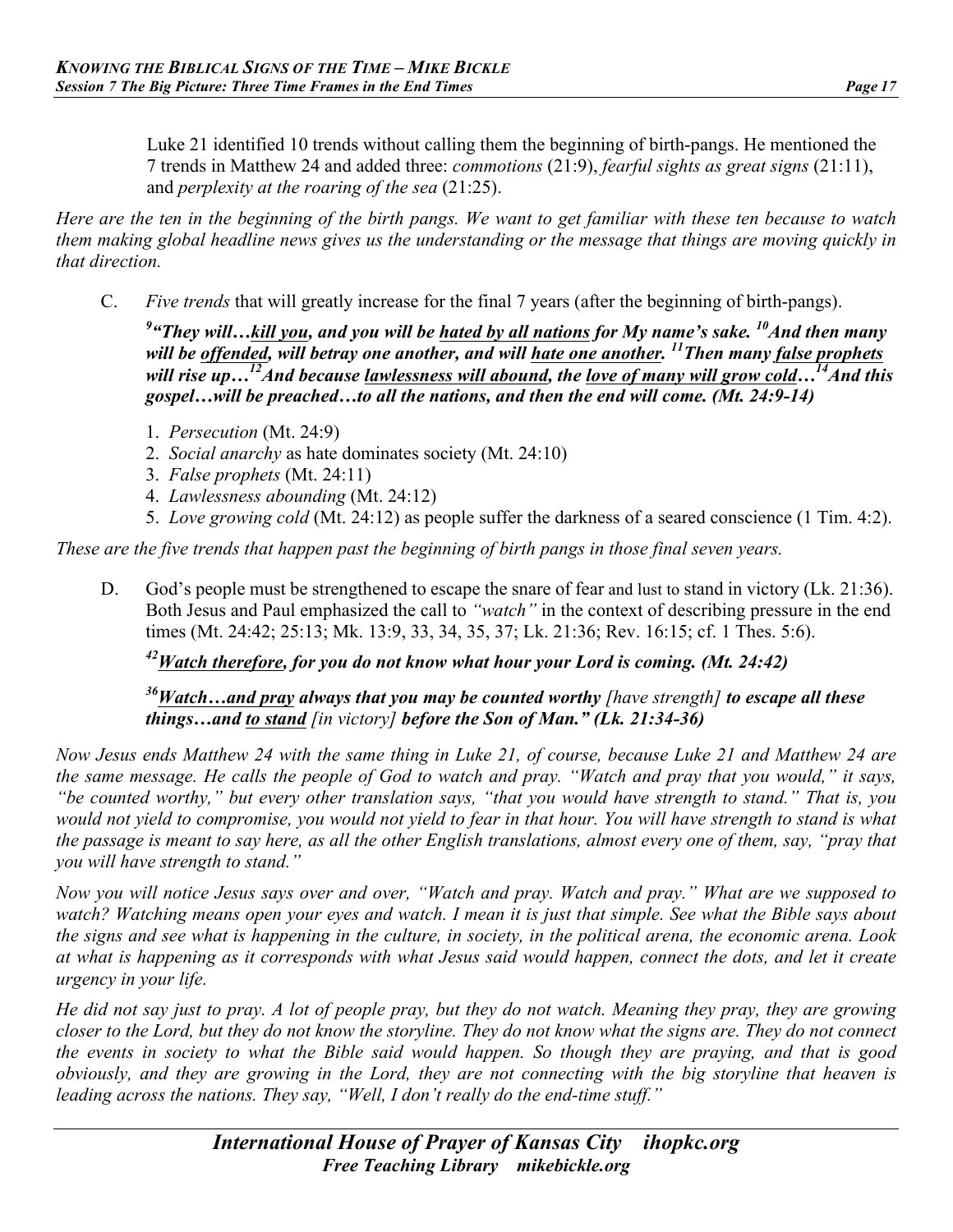Luke 21 identified 10 trends without calling them the beginning of birth-pangs. He mentioned the 7 trends in Matthew 24 and added three: *commotions* (21:9), *fearful sights as great signs* (21:11), and *perplexity at the roaring of the sea* (21:25).

*Here are the ten in the beginning of the birth pangs. We want to get familiar with these ten because to watch them making global headline news gives us the understanding or the message that things are moving quickly in that direction.*

C. *Five trends* that will greatly increase for the final 7 years (after the beginning of birth-pangs).

***[9]"They will…<u>kill you</u>, and you will be <u>hated by all nations</u> for My name's sake. [10]And then many will be <u>offended</u>, will betray one another, and will <u>hate one another</u>. [11]Then many <u>false prophets</u> will rise up…[12]And because <u>lawlessness will abound</u>, the <u>love of many will grow cold</u>…[14]And this gospel…will be preached…to all the nations, and then the end will come. (Mt. 24:9-14)***

1. *Persecution* (Mt. 24:9)
2. *Social anarchy* as hate dominates society (Mt. 24:10)
3. *False prophets* (Mt. 24:11)
4. *Lawlessness abounding* (Mt. 24:12)
5. *Love growing cold* (Mt. 24:12) as people suffer the darkness of a seared conscience (1 Tim. 4:2).

*These are the five trends that happen past the beginning of birth pangs in those final seven years.*

D. God's people must be strengthened to escape the snare of fear and lust to stand in victory (Lk. 21:36). Both Jesus and Paul emphasized the call to *"watch"* in the context of describing pressure in the end times (Mt. 24:42; 25:13; Mk. 13:9, 33, 34, 35, 37; Lk. 21:36; Rev. 16:15; cf. 1 Thes. 5:6).

***[42]<u>Watch therefore</u>, for you do not know what hour your Lord is coming. (Mt. 24:42)***

***[36]<u>Watch…and pray</u> always that you may be counted worthy** [have strength] **to escape all these things…and <u>to stand</u>** [in victory] **before the Son of Man." (Lk. 21:34-36)***

*Now Jesus ends Matthew 24 with the same thing in Luke 21, of course, because Luke 21 and Matthew 24 are the same message. He calls the people of God to watch and pray. "Watch and pray that you would," it says, "be counted worthy," but every other translation says, "that you would have strength to stand." That is, you would not yield to compromise, you would not yield to fear in that hour. You will have strength to stand is what the passage is meant to say here, as all the other English translations, almost every one of them, say, "pray that you will have strength to stand."*

*Now you will notice Jesus says over and over, "Watch and pray. Watch and pray." What are we supposed to watch? Watching means open your eyes and watch. I mean it is just that simple. See what the Bible says about the signs and see what is happening in the culture, in society, in the political arena, the economic arena. Look at what is happening as it corresponds with what Jesus said would happen, connect the dots, and let it create urgency in your life.*

*He did not say just to pray. A lot of people pray, but they do not watch. Meaning they pray, they are growing closer to the Lord, but they do not know the storyline. They do not know what the signs are. They do not connect the events in society to what the Bible said would happen. So though they are praying, and that is good obviously, and they are growing in the Lord, they are not connecting with the big storyline that heaven is leading across the nations. They say, "Well, I don't really do the end-time stuff."*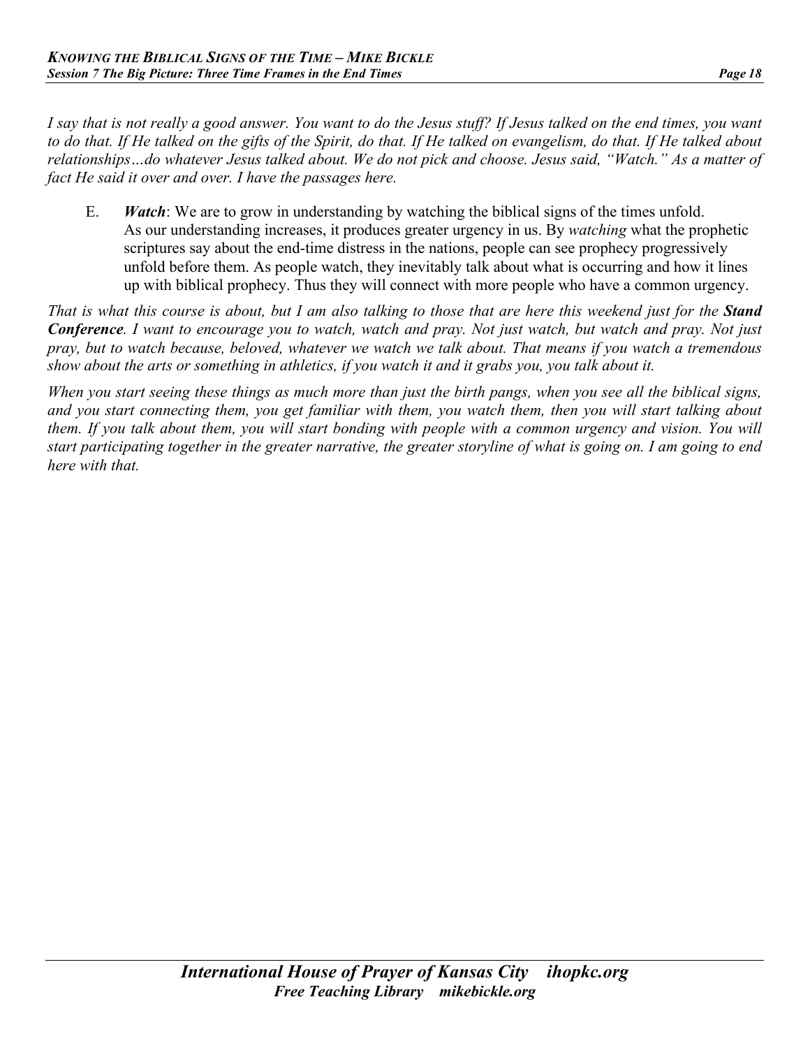*I say that is not really a good answer. You want to do the Jesus stuff? If Jesus talked on the end times, you want to do that. If He talked on the gifts of the Spirit, do that. If He talked on evangelism, do that. If He talked about relationships…do whatever Jesus talked about. We do not pick and choose. Jesus said, "Watch." As a matter of fact He said it over and over. I have the passages here.*

E. ***Watch***: We are to grow in understanding by watching the biblical signs of the times unfold. As our understanding increases, it produces greater urgency in us. By *watching* what the prophetic scriptures say about the end-time distress in the nations, people can see prophecy progressively unfold before them. As people watch, they inevitably talk about what is occurring and how it lines up with biblical prophecy. Thus they will connect with more people who have a common urgency.

*That is what this course is about, but I am also talking to those that are here this weekend just for the **Stand Conference**. I want to encourage you to watch, watch and pray. Not just watch, but watch and pray. Not just pray, but to watch because, beloved, whatever we watch we talk about. That means if you watch a tremendous show about the arts or something in athletics, if you watch it and it grabs you, you talk about it.*

*When you start seeing these things as much more than just the birth pangs, when you see all the biblical signs, and you start connecting them, you get familiar with them, you watch them, then you will start talking about them. If you talk about them, you will start bonding with people with a common urgency and vision. You will start participating together in the greater narrative, the greater storyline of what is going on. I am going to end here with that.*